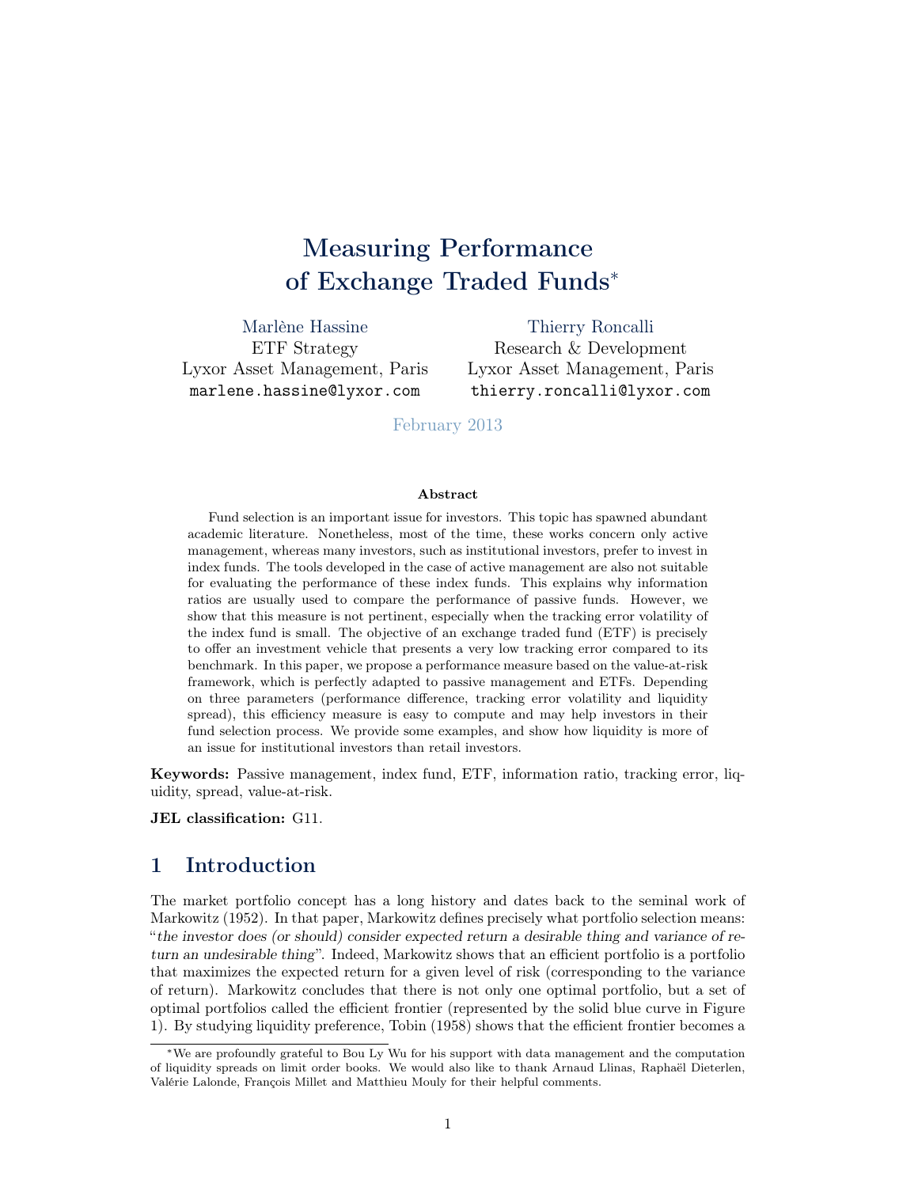# Measuring Performance of Exchange Traded Funds*

Marlène Hassine
ETF Strategy
Lyxor Asset Management, Paris
marlene.hassine@lyxor.com

Thierry Roncalli
Research & Development
Lyxor Asset Management, Paris
thierry.roncalli@lyxor.com

February 2013

**Abstract**

Fund selection is an important issue for investors. This topic has spawned abundant academic literature. Nonetheless, most of the time, these works concern only active management, whereas many investors, such as institutional investors, prefer to invest in index funds. The tools developed in the case of active management are also not suitable for evaluating the performance of these index funds. This explains why information ratios are usually used to compare the performance of passive funds. However, we show that this measure is not pertinent, especially when the tracking error volatility of the index fund is small. The objective of an exchange traded fund (ETF) is precisely to offer an investment vehicle that presents a very low tracking error compared to its benchmark. In this paper, we propose a performance measure based on the value-at-risk framework, which is perfectly adapted to passive management and ETFs. Depending on three parameters (performance difference, tracking error volatility and liquidity spread), this efficiency measure is easy to compute and may help investors in their fund selection process. We provide some examples, and show how liquidity is more of an issue for institutional investors than retail investors.

**Keywords:** Passive management, index fund, ETF, information ratio, tracking error, liquidity, spread, value-at-risk.

**JEL classification:** G11.

## 1 Introduction

The market portfolio concept has a long history and dates back to the seminal work of Markowitz (1952). In that paper, Markowitz defines precisely what portfolio selection means: "*the investor does (or should) consider expected return a desirable thing and variance of return an undesirable thing*". Indeed, Markowitz shows that an efficient portfolio is a portfolio that maximizes the expected return for a given level of risk (corresponding to the variance of return). Markowitz concludes that there is not only one optimal portfolio, but a set of optimal portfolios called the efficient frontier (represented by the solid blue curve in Figure 1). By studying liquidity preference, Tobin (1958) shows that the efficient frontier becomes a

*We are profoundly grateful to Bou Ly Wu for his support with data management and the computation of liquidity spreads on limit order books. We would also like to thank Arnaud Llinas, Raphaël Dieterlen, Valérie Lalonde, François Millet and Matthieu Mouly for their helpful comments.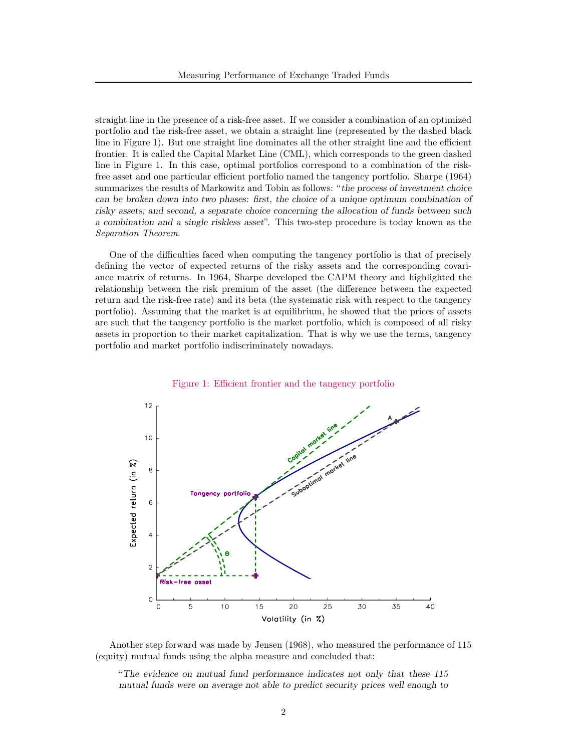straight line in the presence of a risk-free asset. If we consider a combination of an optimized portfolio and the risk-free asset, we obtain a straight line (represented by the dashed black line in Figure 1). But one straight line dominates all the other straight line and the efficient frontier. It is called the Capital Market Line (CML), which corresponds to the green dashed line in Figure 1. In this case, optimal portfolios correspond to a combination of the risk-free asset and one particular efficient portfolio named the tangency portfolio. Sharpe (1964) summarizes the results of Markowitz and Tobin as follows: "*the process of investment choice can be broken down into two phases: first, the choice of a unique optimum combination of risky assets; and second, a separate choice concerning the allocation of funds between such a combination and a single riskless asset*". This two-step procedure is today known as the *Separation Theorem*.

One of the difficulties faced when computing the tangency portfolio is that of precisely defining the vector of expected returns of the risky assets and the corresponding covariance matrix of returns. In 1964, Sharpe developed the CAPM theory and highlighted the relationship between the risk premium of the asset (the difference between the expected return and the risk-free rate) and its beta (the systematic risk with respect to the tangency portfolio). Assuming that the market is at equilibrium, he showed that the prices of assets are such that the tangency portfolio is the market portfolio, which is composed of all risky assets in proportion to their market capitalization. That is why we use the terms, tangency portfolio and market portfolio indiscriminately nowadays.

Figure 1: Efficient frontier and the tangency portfolio

Another step forward was made by Jensen (1968), who measured the performance of 115 (equity) mutual funds using the alpha measure and concluded that:

> "*The evidence on mutual fund performance indicates not only that these 115 mutual funds were on average not able to predict security prices well enough to*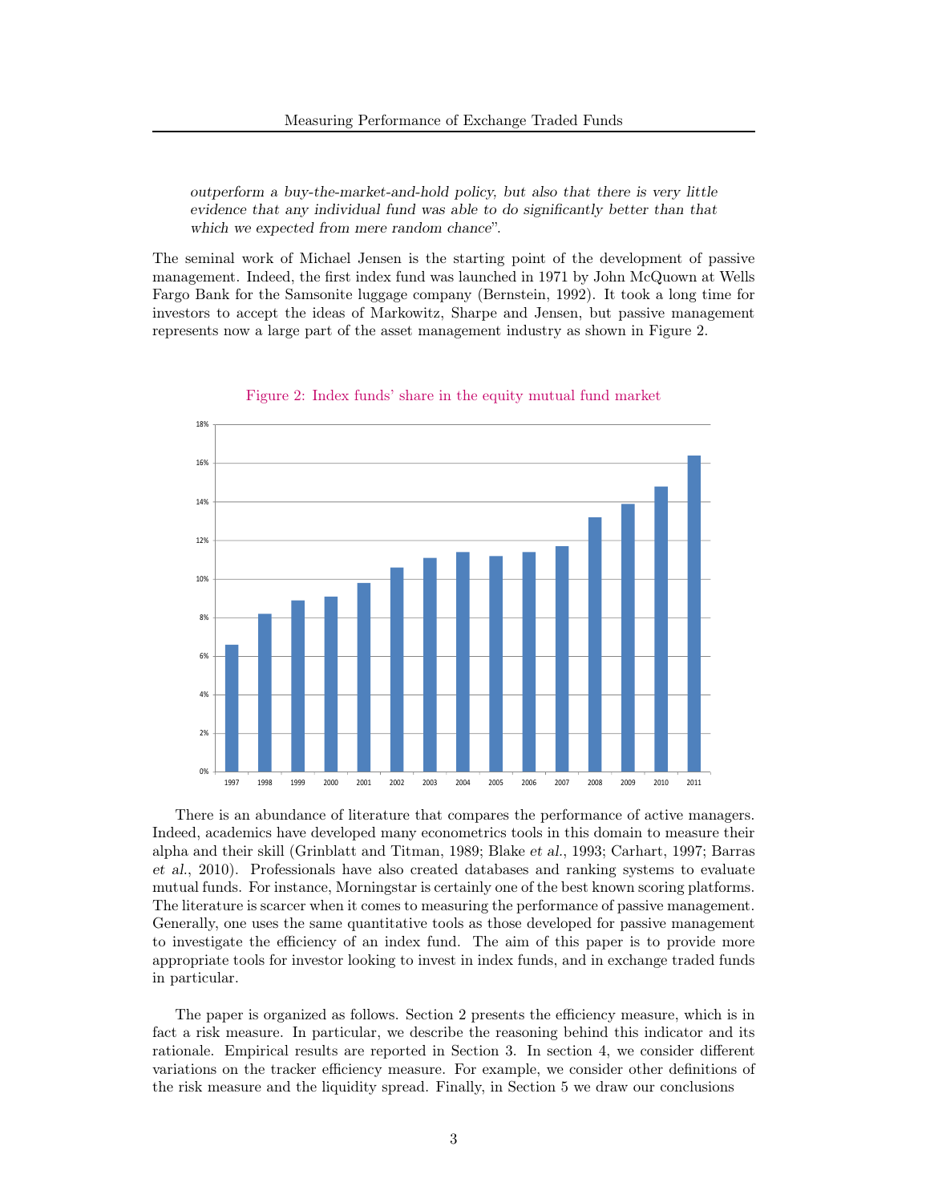*outperform a buy-the-market-and-hold policy, but also that there is very little evidence that any individual fund was able to do significantly better than that which we expected from mere random chance*".

The seminal work of Michael Jensen is the starting point of the development of passive management. Indeed, the first index fund was launched in 1971 by John McQuown at Wells Fargo Bank for the Samsonite luggage company (Bernstein, 1992). It took a long time for investors to accept the ideas of Markowitz, Sharpe and Jensen, but passive management represents now a large part of the asset management industry as shown in Figure 2.

Figure 2: Index funds' share in the equity mutual fund market

There is an abundance of literature that compares the performance of active managers. Indeed, academics have developed many econometrics tools in this domain to measure their alpha and their skill (Grinblatt and Titman, 1989; Blake *et al.*, 1993; Carhart, 1997; Barras *et al.*, 2010). Professionals have also created databases and ranking systems to evaluate mutual funds. For instance, Morningstar is certainly one of the best known scoring platforms. The literature is scarcer when it comes to measuring the performance of passive management. Generally, one uses the same quantitative tools as those developed for passive management to investigate the efficiency of an index fund. The aim of this paper is to provide more appropriate tools for investor looking to invest in index funds, and in exchange traded funds in particular.

The paper is organized as follows. Section 2 presents the efficiency measure, which is in fact a risk measure. In particular, we describe the reasoning behind this indicator and its rationale. Empirical results are reported in Section 3. In section 4, we consider different variations on the tracker efficiency measure. For example, we consider other definitions of the risk measure and the liquidity spread. Finally, in Section 5 we draw our conclusions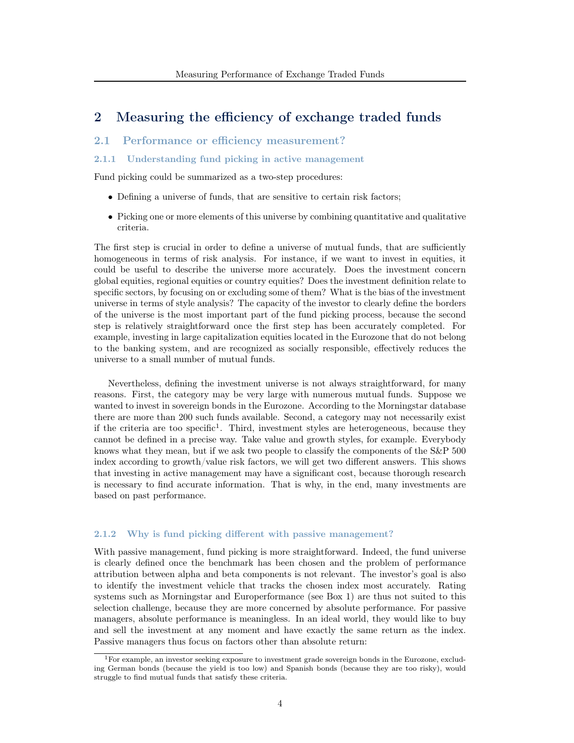## 2 Measuring the efficiency of exchange traded funds

### 2.1 Performance or efficiency measurement?

#### 2.1.1 Understanding fund picking in active management

Fund picking could be summarized as a two-step procedures:

- Defining a universe of funds, that are sensitive to certain risk factors;
- Picking one or more elements of this universe by combining quantitative and qualitative criteria.

The first step is crucial in order to define a universe of mutual funds, that are sufficiently homogeneous in terms of risk analysis. For instance, if we want to invest in equities, it could be useful to describe the universe more accurately. Does the investment concern global equities, regional equities or country equities? Does the investment definition relate to specific sectors, by focusing on or excluding some of them? What is the bias of the investment universe in terms of style analysis? The capacity of the investor to clearly define the borders of the universe is the most important part of the fund picking process, because the second step is relatively straightforward once the first step has been accurately completed. For example, investing in large capitalization equities located in the Eurozone that do not belong to the banking system, and are recognized as socially responsible, effectively reduces the universe to a small number of mutual funds.

Nevertheless, defining the investment universe is not always straightforward, for many reasons. First, the category may be very large with numerous mutual funds. Suppose we wanted to invest in sovereign bonds in the Eurozone. According to the Morningstar database there are more than 200 such funds available. Second, a category may not necessarily exist if the criteria are too specific[1]. Third, investment styles are heterogeneous, because they cannot be defined in a precise way. Take value and growth styles, for example. Everybody knows what they mean, but if we ask two people to classify the components of the S&P 500 index according to growth/value risk factors, we will get two different answers. This shows that investing in active management may have a significant cost, because thorough research is necessary to find accurate information. That is why, in the end, many investments are based on past performance.

#### 2.1.2 Why is fund picking different with passive management?

With passive management, fund picking is more straightforward. Indeed, the fund universe is clearly defined once the benchmark has been chosen and the problem of performance attribution between alpha and beta components is not relevant. The investor's goal is also to identify the investment vehicle that tracks the chosen index most accurately. Rating systems such as Morningstar and Europerformance (see Box 1) are thus not suited to this selection challenge, because they are more concerned by absolute performance. For passive managers, absolute performance is meaningless. In an ideal world, they would like to buy and sell the investment at any moment and have exactly the same return as the index. Passive managers thus focus on factors other than absolute return:

[1] For example, an investor seeking exposure to investment grade sovereign bonds in the Eurozone, excluding German bonds (because the yield is too low) and Spanish bonds (because they are too risky), would struggle to find mutual funds that satisfy these criteria.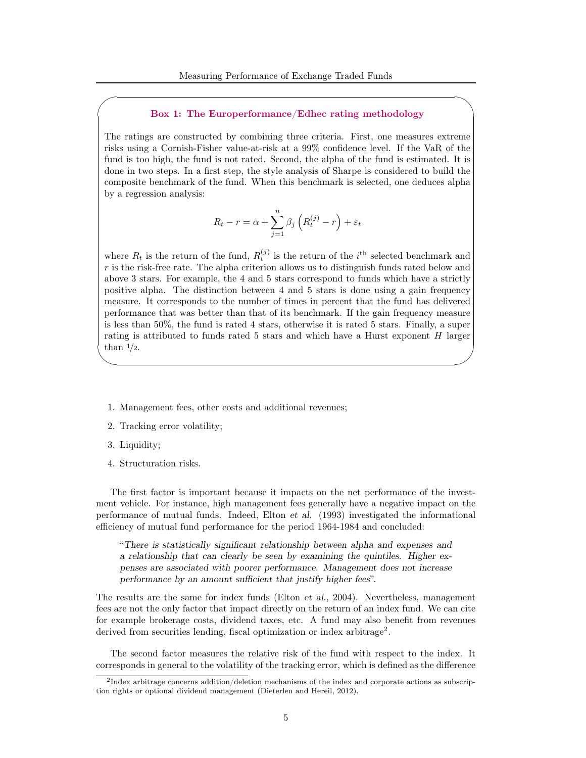### Box 1: The Europerformance/Edhec rating methodology

The ratings are constructed by combining three criteria. First, one measures extreme risks using a Cornish-Fisher value-at-risk at a 99% confidence level. If the VaR of the fund is too high, the fund is not rated. Second, the alpha of the fund is estimated. It is done in two steps. In a first step, the style analysis of Sharpe is considered to build the composite benchmark of the fund. When this benchmark is selected, one deduces alpha by a regression analysis:

$$R_t - r = \alpha + \sum_{j=1}^{n} \beta_j \left( R_t^{(j)} - r \right) + \varepsilon_t$$

where $R_t$ is the return of the fund, $R_t^{(j)}$ is the return of the $i^{\text{th}}$ selected benchmark and $r$ is the risk-free rate. The alpha criterion allows us to distinguish funds rated below and above 3 stars. For example, the 4 and 5 stars correspond to funds which have a strictly positive alpha. The distinction between 4 and 5 stars is done using a gain frequency measure. It corresponds to the number of times in percent that the fund has delivered performance that was better than that of its benchmark. If the gain frequency measure is less than 50%, the fund is rated 4 stars, otherwise it is rated 5 stars. Finally, a super rating is attributed to funds rated 5 stars and which have a Hurst exponent $H$ larger than $1/2$.

1. Management fees, other costs and additional revenues;
2. Tracking error volatility;
3. Liquidity;
4. Structuration risks.

The first factor is important because it impacts on the net performance of the investment vehicle. For instance, high management fees generally have a negative impact on the performance of mutual funds. Indeed, Elton *et al.* (1993) investigated the informational efficiency of mutual fund performance for the period 1964-1984 and concluded:

> "*There is statistically significant relationship between alpha and expenses and a relationship that can clearly be seen by examining the quintiles. Higher expenses are associated with poorer performance. Management does not increase performance by an amount sufficient that justify higher fees*".

The results are the same for index funds (Elton *et al.*, 2004). Nevertheless, management fees are not the only factor that impact directly on the return of an index fund. We can cite for example brokerage costs, dividend taxes, etc. A fund may also benefit from revenues derived from securities lending, fiscal optimization or index arbitrage[2].

The second factor measures the relative risk of the fund with respect to the index. It corresponds in general to the volatility of the tracking error, which is defined as the difference

[2] Index arbitrage concerns addition/deletion mechanisms of the index and corporate actions as subscription rights or optional dividend management (Dieterlen and Hereil, 2012).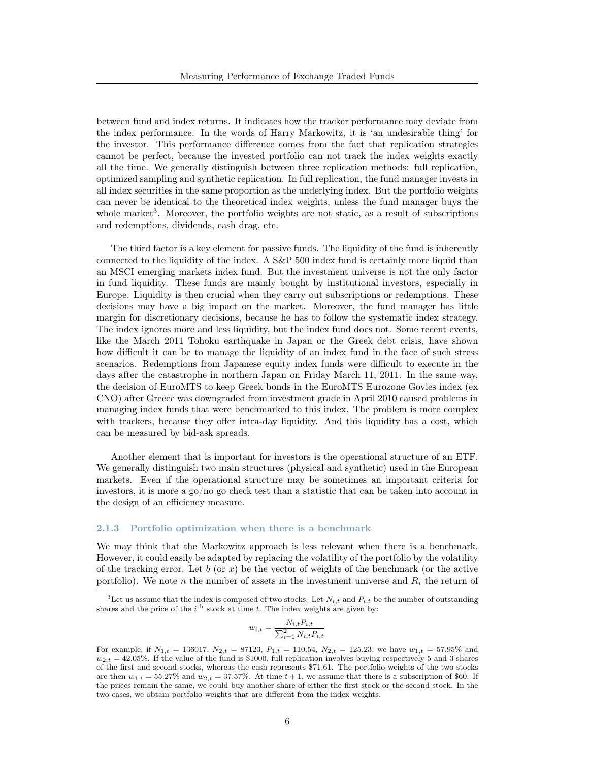between fund and index returns. It indicates how the tracker performance may deviate from the index performance. In the words of Harry Markowitz, it is 'an undesirable thing' for the investor. This performance difference comes from the fact that replication strategies cannot be perfect, because the invested portfolio can not track the index weights exactly all the time. We generally distinguish between three replication methods: full replication, optimized sampling and synthetic replication. In full replication, the fund manager invests in all index securities in the same proportion as the underlying index. But the portfolio weights can never be identical to the theoretical index weights, unless the fund manager buys the whole market[3]. Moreover, the portfolio weights are not static, as a result of subscriptions and redemptions, dividends, cash drag, etc.

The third factor is a key element for passive funds. The liquidity of the fund is inherently connected to the liquidity of the index. A S&P 500 index fund is certainly more liquid than an MSCI emerging markets index fund. But the investment universe is not the only factor in fund liquidity. These funds are mainly bought by institutional investors, especially in Europe. Liquidity is then crucial when they carry out subscriptions or redemptions. These decisions may have a big impact on the market. Moreover, the fund manager has little margin for discretionary decisions, because he has to follow the systematic index strategy. The index ignores more and less liquidity, but the index fund does not. Some recent events, like the March 2011 Tohoku earthquake in Japan or the Greek debt crisis, have shown how difficult it can be to manage the liquidity of an index fund in the face of such stress scenarios. Redemptions from Japanese equity index funds were difficult to execute in the days after the catastrophe in northern Japan on Friday March 11, 2011. In the same way, the decision of EuroMTS to keep Greek bonds in the EuroMTS Eurozone Govies index (ex CNO) after Greece was downgraded from investment grade in April 2010 caused problems in managing index funds that were benchmarked to this index. The problem is more complex with trackers, because they offer intra-day liquidity. And this liquidity has a cost, which can be measured by bid-ask spreads.

Another element that is important for investors is the operational structure of an ETF. We generally distinguish two main structures (physical and synthetic) used in the European markets. Even if the operational structure may be sometimes an important criteria for investors, it is more a go/no go check test than a statistic that can be taken into account in the design of an efficiency measure.

### 2.1.3 Portfolio optimization when there is a benchmark

We may think that the Markowitz approach is less relevant when there is a benchmark. However, it could easily be adapted by replacing the volatility of the portfolio by the volatility of the tracking error. Let $b$ (or $x$) be the vector of weights of the benchmark (or the active portfolio). We note $n$ the number of assets in the investment universe and $R_i$ the return of

---

[3] Let us assume that the index is composed of two stocks. Let $N_{i,t}$ and $P_{i,t}$ be the number of outstanding shares and the price of the $i^{\text{th}}$ stock at time $t$. The index weights are given by:

$$w_{i,t} = \frac{N_{i,t}P_{i,t}}{\sum_{i=1}^{2} N_{i,t}P_{i,t}}$$

For example, if $N_{1,t} = 136017$, $N_{2,t} = 87123$, $P_{1,t} = 110.54$, $N_{2,t} = 125.23$, we have $w_{1,t} = 57.95\%$ and $w_{2,t} = 42.05\%$. If the value of the fund is \$1000, full replication involves buying respectively 5 and 3 shares of the first and second stocks, whereas the cash represents \$71.61. The portfolio weights of the two stocks are then $w_{1,t} = 55.27\%$ and $w_{2,t} = 37.57\%$. At time $t+1$, we assume that there is a subscription of \$60. If the prices remain the same, we could buy another share of either the first stock or the second stock. In the two cases, we obtain portfolio weights that are different from the index weights.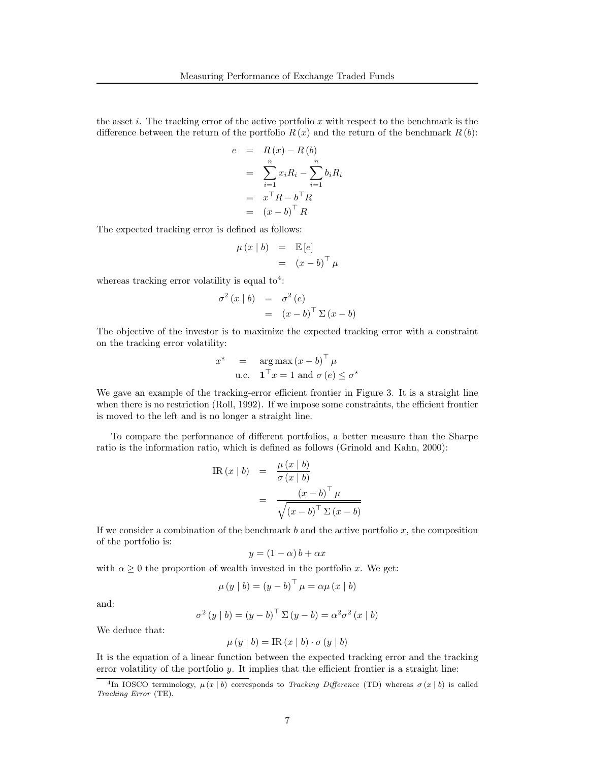the asset $i$. The tracking error of the active portfolio $x$ with respect to the benchmark is the difference between the return of the portfolio $R(x)$ and the return of the benchmark $R(b)$:

$$
\begin{aligned}
e &= R(x) - R(b) \\
&= \sum_{i=1}^{n} x_i R_i - \sum_{i=1}^{n} b_i R_i \\
&= x^\top R - b^\top R \\
&= (x-b)^\top R
\end{aligned}
$$

The expected tracking error is defined as follows:

$$
\begin{aligned}
\mu(x \mid b) &= \mathbb{E}[e] \\
&= (x-b)^\top \mu
\end{aligned}
$$

whereas tracking error volatility is equal to[4]:

$$
\begin{aligned}
\sigma^2(x \mid b) &= \sigma^2(e) \\
&= (x-b)^\top \Sigma (x-b)
\end{aligned}
$$

The objective of the investor is to maximize the expected tracking error with a constraint on the tracking error volatility:

$$
\begin{aligned}
x^\star &= \arg\max (x-b)^\top \mu \\
&\text{u.c.} \quad \mathbf{1}^\top x = 1 \text{ and } \sigma(e) \leq \sigma^\star
\end{aligned}
$$

We gave an example of the tracking-error efficient frontier in Figure 3. It is a straight line when there is no restriction (Roll, 1992). If we impose some constraints, the efficient frontier is moved to the left and is no longer a straight line.

To compare the performance of different portfolios, a better measure than the Sharpe ratio is the information ratio, which is defined as follows (Grinold and Kahn, 2000):

$$
\begin{aligned}
\mathrm{IR}(x \mid b) &= \frac{\mu(x \mid b)}{\sigma(x \mid b)} \\
&= \frac{(x-b)^\top \mu}{\sqrt{(x-b)^\top \Sigma (x-b)}}
\end{aligned}
$$

If we consider a combination of the benchmark $b$ and the active portfolio $x$, the composition of the portfolio is:

$$
y = (1-\alpha) b + \alpha x
$$

with $\alpha \geq 0$ the proportion of wealth invested in the portfolio $x$. We get:

$$
\mu(y \mid b) = (y-b)^\top \mu = \alpha \mu(x \mid b)
$$

and:

$$
\sigma^2(y \mid b) = (y-b)^\top \Sigma (y-b) = \alpha^2 \sigma^2(x \mid b)
$$

We deduce that:

$$
\mu(y \mid b) = \mathrm{IR}(x \mid b) \cdot \sigma(y \mid b)
$$

It is the equation of a linear function between the expected tracking error and the tracking error volatility of the portfolio $y$. It implies that the efficient frontier is a straight line:

[4] In IOSCO terminology, $\mu(x \mid b)$ corresponds to *Tracking Difference* (TD) whereas $\sigma(x \mid b)$ is called *Tracking Error* (TE).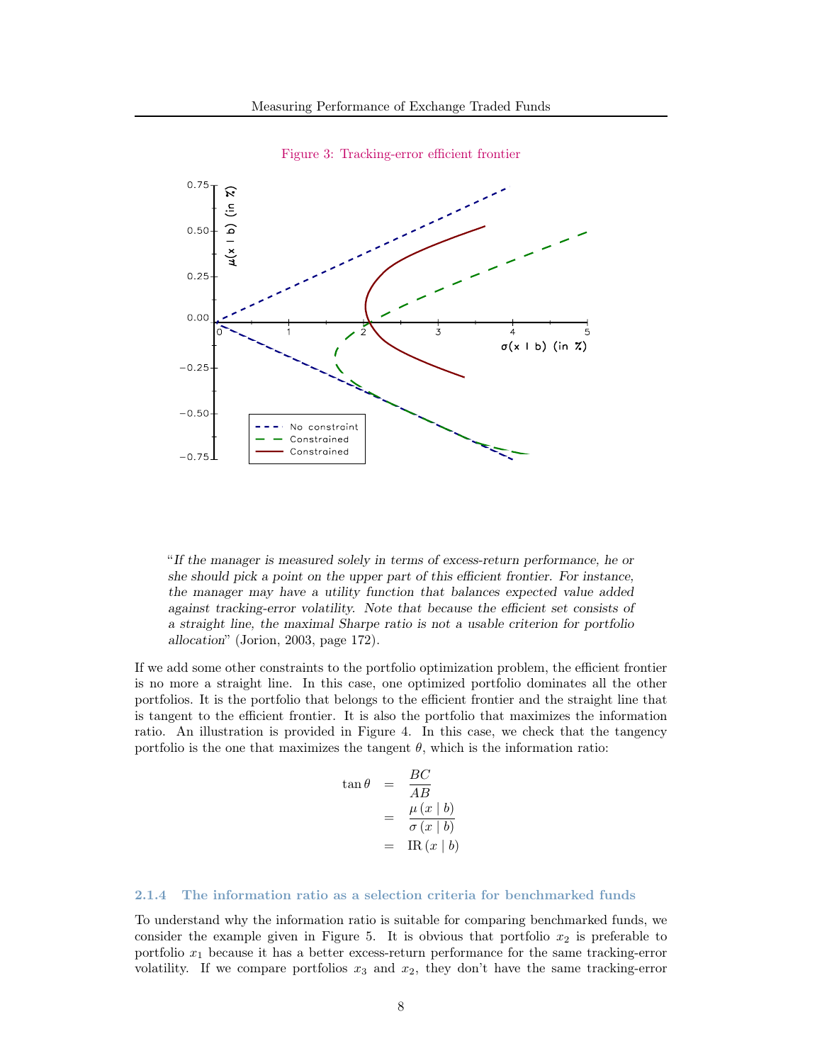Figure 3: Tracking-error efficient frontier

"*If the manager is measured solely in terms of excess-return performance, he or she should pick a point on the upper part of this efficient frontier. For instance, the manager may have a utility function that balances expected value added against tracking-error volatility. Note that because the efficient set consists of a straight line, the maximal Sharpe ratio is not a usable criterion for portfolio allocation*" (Jorion, 2003, page 172).

If we add some other constraints to the portfolio optimization problem, the efficient frontier is no more a straight line. In this case, one optimized portfolio dominates all the other portfolios. It is the portfolio that belongs to the efficient frontier and the straight line that is tangent to the efficient frontier. It is also the portfolio that maximizes the information ratio. An illustration is provided in Figure 4. In this case, we check that the tangency portfolio is the one that maximizes the tangent $\theta$, which is the information ratio:

$$
\begin{aligned}
\tan \theta &= \frac{BC}{AB} \\
&= \frac{\mu(x \mid b)}{\sigma(x \mid b)} \\
&= \mathrm{IR}(x \mid b)
\end{aligned}
$$

### 2.1.4 The information ratio as a selection criteria for benchmarked funds

To understand why the information ratio is suitable for comparing benchmarked funds, we consider the example given in Figure 5. It is obvious that portfolio $x_2$ is preferable to portfolio $x_1$ because it has a better excess-return performance for the same tracking-error volatility. If we compare portfolios $x_3$ and $x_2$, they don't have the same tracking-error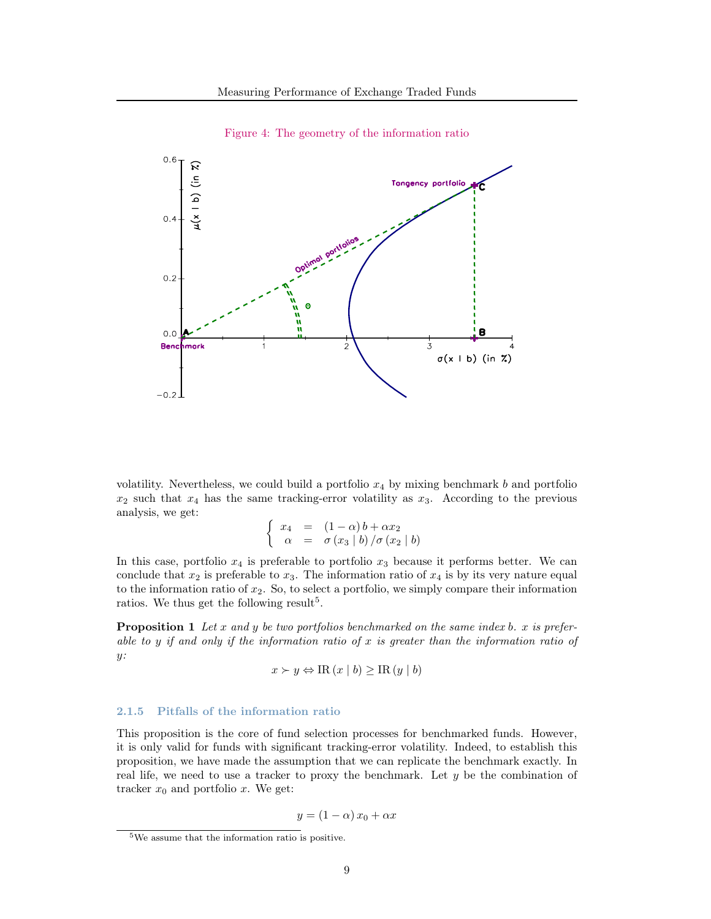Figure 4: The geometry of the information ratio

volatility. Nevertheless, we could build a portfolio $x_4$ by mixing benchmark $b$ and portfolio $x_2$ such that $x_4$ has the same tracking-error volatility as $x_3$. According to the previous analysis, we get:

$$\begin{cases} x_4 &= (1-\alpha)\, b + \alpha x_2 \\ \alpha &= \sigma\left(x_3 \mid b\right) / \sigma\left(x_2 \mid b\right) \end{cases}$$

In this case, portfolio $x_4$ is preferable to portfolio $x_3$ because it performs better. We can conclude that $x_2$ is preferable to $x_3$. The information ratio of $x_4$ is by its very nature equal to the information ratio of $x_2$. So, to select a portfolio, we simply compare their information ratios. We thus get the following result[5].

**Proposition 1** *Let $x$ and $y$ be two portfolios benchmarked on the same index $b$. $x$ is preferable to $y$ if and only if the information ratio of $x$ is greater than the information ratio of $y$:*

$$x \succ y \Leftrightarrow \mathrm{IR}\left(x \mid b\right) \geq \mathrm{IR}\left(y \mid b\right)$$

### 2.1.5 Pitfalls of the information ratio

This proposition is the core of fund selection processes for benchmarked funds. However, it is only valid for funds with significant tracking-error volatility. Indeed, to establish this proposition, we have made the assumption that we can replicate the benchmark exactly. In real life, we need to use a tracker to proxy the benchmark. Let $y$ be the combination of tracker $x_0$ and portfolio $x$. We get:

$$y = (1-\alpha)\, x_0 + \alpha x$$

[5] We assume that the information ratio is positive.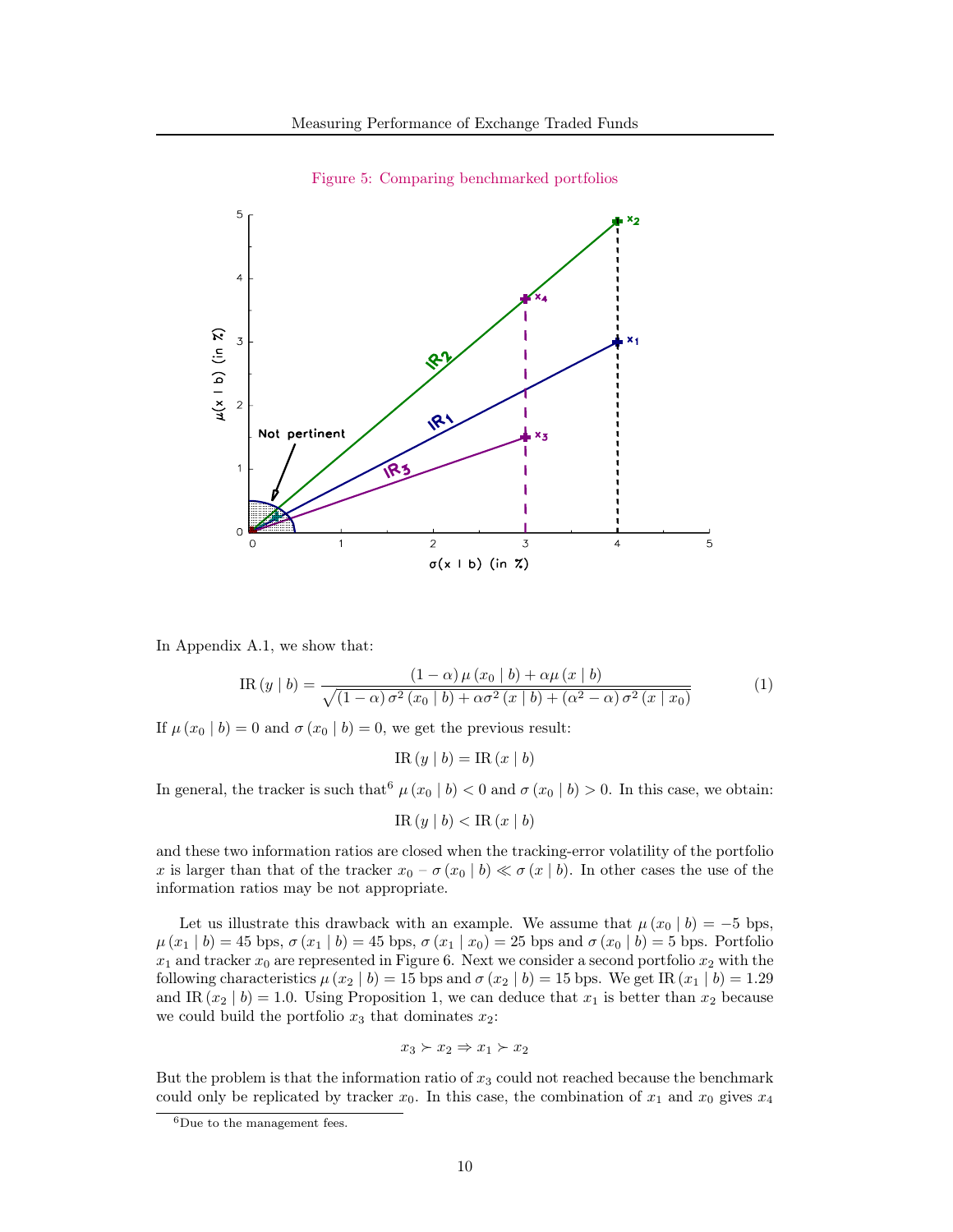Figure 5: Comparing benchmarked portfolios

In Appendix A.1, we show that:

$$\mathrm{IR}(y \mid b) = \frac{(1-\alpha)\,\mu(x_0 \mid b) + \alpha\mu(x \mid b)}{\sqrt{(1-\alpha)\,\sigma^2(x_0 \mid b) + \alpha\sigma^2(x \mid b) + (\alpha^2 - \alpha)\,\sigma^2(x \mid x_0)}} \tag{1}$$

If $\mu(x_0 \mid b) = 0$ and $\sigma(x_0 \mid b) = 0$, we get the previous result:

$$\mathrm{IR}(y \mid b) = \mathrm{IR}(x \mid b)$$

In general, the tracker is such that[6] $\mu(x_0 \mid b) < 0$ and $\sigma(x_0 \mid b) > 0$. In this case, we obtain:

$$\mathrm{IR}(y \mid b) < \mathrm{IR}(x \mid b)$$

and these two information ratios are closed when the tracking-error volatility of the portfolio $x$ is larger than that of the tracker $x_0$ – $\sigma(x_0 \mid b) \ll \sigma(x \mid b)$. In other cases the use of the information ratios may be not appropriate.

Let us illustrate this drawback with an example. We assume that $\mu(x_0 \mid b) = -5$ bps, $\mu(x_1 \mid b) = 45$ bps, $\sigma(x_1 \mid b) = 45$ bps, $\sigma(x_1 \mid x_0) = 25$ bps and $\sigma(x_0 \mid b) = 5$ bps. Portfolio $x_1$ and tracker $x_0$ are represented in Figure 6. Next we consider a second portfolio $x_2$ with the following characteristics $\mu(x_2 \mid b) = 15$ bps and $\sigma(x_2 \mid b) = 15$ bps. We get $\mathrm{IR}(x_1 \mid b) = 1.29$ and $\mathrm{IR}(x_2 \mid b) = 1.0$. Using Proposition 1, we can deduce that $x_1$ is better than $x_2$ because we could build the portfolio $x_3$ that dominates $x_2$:

$$x_3 \succ x_2 \Rightarrow x_1 \succ x_2$$

But the problem is that the information ratio of $x_3$ could not reached because the benchmark could only be replicated by tracker $x_0$. In this case, the combination of $x_1$ and $x_0$ gives $x_4$

[6] Due to the management fees.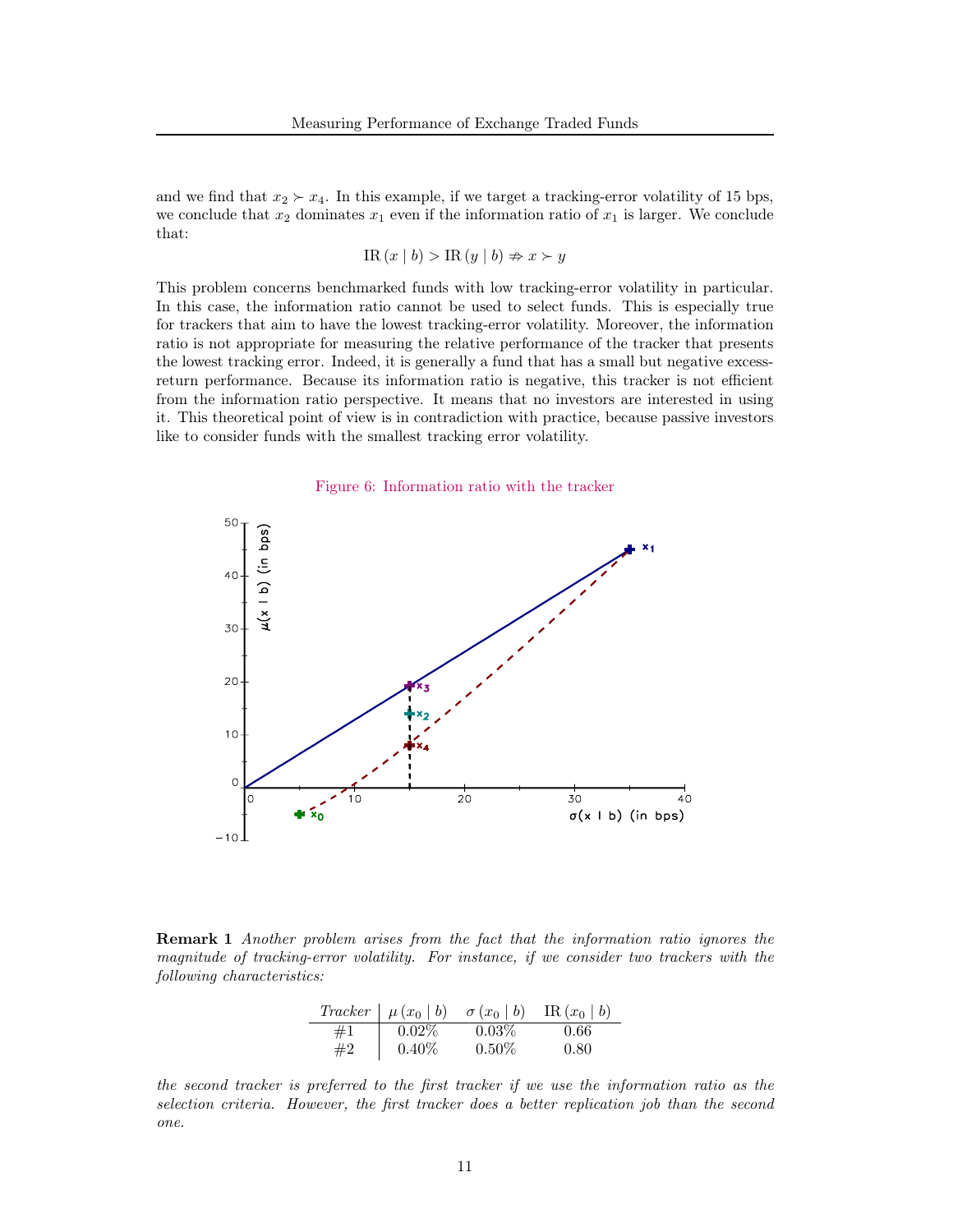and we find that $x_2 \succ x_4$. In this example, if we target a tracking-error volatility of 15 bps, we conclude that $x_2$ dominates $x_1$ even if the information ratio of $x_1$ is larger. We conclude that:

$$\mathrm{IR}\,(x \mid b) > \mathrm{IR}\,(y \mid b) \nRightarrow x \succ y$$

This problem concerns benchmarked funds with low tracking-error volatility in particular. In this case, the information ratio cannot be used to select funds. This is especially true for trackers that aim to have the lowest tracking-error volatility. Moreover, the information ratio is not appropriate for measuring the relative performance of the tracker that presents the lowest tracking error. Indeed, it is generally a fund that has a small but negative excess-return performance. Because its information ratio is negative, this tracker is not efficient from the information ratio perspective. It means that no investors are interested in using it. This theoretical point of view is in contradiction with practice, because passive investors like to consider funds with the smallest tracking error volatility.

Figure 6: Information ratio with the tracker

**Remark 1** *Another problem arises from the fact that the information ratio ignores the magnitude of tracking-error volatility. For instance, if we consider two trackers with the following characteristics:*

| *Tracker* | $\mu\,(x_0 \mid b)$ | $\sigma\,(x_0 \mid b)$ | $\mathrm{IR}\,(x_0 \mid b)$ |
|---|---|---|---|
| #1 | 0.02% | 0.03% | 0.66 |
| #2 | 0.40% | 0.50% | 0.80 |

*the second tracker is preferred to the first tracker if we use the information ratio as the selection criteria. However, the first tracker does a better replication job than the second one.*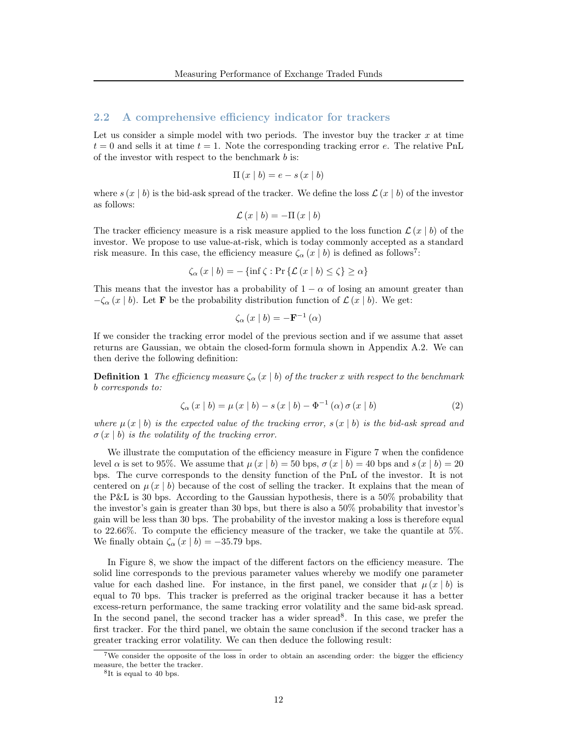## 2.2 A comprehensive efficiency indicator for trackers

Let us consider a simple model with two periods. The investor buy the tracker $x$ at time $t = 0$ and sells it at time $t = 1$. Note the corresponding tracking error $e$. The relative PnL of the investor with respect to the benchmark $b$ is:

$$\Pi(x \mid b) = e - s(x \mid b)$$

where $s(x \mid b)$ is the bid-ask spread of the tracker. We define the loss $\mathcal{L}(x \mid b)$ of the investor as follows:

$$\mathcal{L}(x \mid b) = -\Pi(x \mid b)$$

The tracker efficiency measure is a risk measure applied to the loss function $\mathcal{L}(x \mid b)$ of the investor. We propose to use value-at-risk, which is today commonly accepted as a standard risk measure. In this case, the efficiency measure $\zeta_\alpha(x \mid b)$ is defined as follows[7]:

$$\zeta_\alpha(x \mid b) = -\{\inf \zeta : \Pr\{\mathcal{L}(x \mid b) \leq \zeta\} \geq \alpha\}$$

This means that the investor has a probability of $1 - \alpha$ of losing an amount greater than $-\zeta_\alpha(x \mid b)$. Let $\mathbf{F}$ be the probability distribution function of $\mathcal{L}(x \mid b)$. We get:

$$\zeta_\alpha(x \mid b) = -\mathbf{F}^{-1}(\alpha)$$

If we consider the tracking error model of the previous section and if we assume that asset returns are Gaussian, we obtain the closed-form formula shown in Appendix A.2. We can then derive the following definition:

**Definition 1** *The efficiency measure $\zeta_\alpha(x \mid b)$ of the tracker $x$ with respect to the benchmark $b$ corresponds to:*

$$\zeta_\alpha(x \mid b) = \mu(x \mid b) - s(x \mid b) - \Phi^{-1}(\alpha)\,\sigma(x \mid b) \tag{2}$$

*where $\mu(x \mid b)$ is the expected value of the tracking error, $s(x \mid b)$ is the bid-ask spread and $\sigma(x \mid b)$ is the volatility of the tracking error.*

We illustrate the computation of the efficiency measure in Figure 7 when the confidence level $\alpha$ is set to 95%. We assume that $\mu(x \mid b) = 50$ bps, $\sigma(x \mid b) = 40$ bps and $s(x \mid b) = 20$ bps. The curve corresponds to the density function of the PnL of the investor. It is not centered on $\mu(x \mid b)$ because of the cost of selling the tracker. It explains that the mean of the P&L is 30 bps. According to the Gaussian hypothesis, there is a 50% probability that the investor's gain is greater than 30 bps, but there is also a 50% probability that investor's gain will be less than 30 bps. The probability of the investor making a loss is therefore equal to 22.66%. To compute the efficiency measure of the tracker, we take the quantile at 5%. We finally obtain $\zeta_\alpha(x \mid b) = -35.79$ bps.

In Figure 8, we show the impact of the different factors on the efficiency measure. The solid line corresponds to the previous parameter values whereby we modify one parameter value for each dashed line. For instance, in the first panel, we consider that $\mu(x \mid b)$ is equal to 70 bps. This tracker is preferred as the original tracker because it has a better excess-return performance, the same tracking error volatility and the same bid-ask spread. In the second panel, the second tracker has a wider spread[8]. In this case, we prefer the first tracker. For the third panel, we obtain the same conclusion if the second tracker has a greater tracking error volatility. We can then deduce the following result:

[7] We consider the opposite of the loss in order to obtain an ascending order: the bigger the efficiency measure, the better the tracker.

[8] It is equal to 40 bps.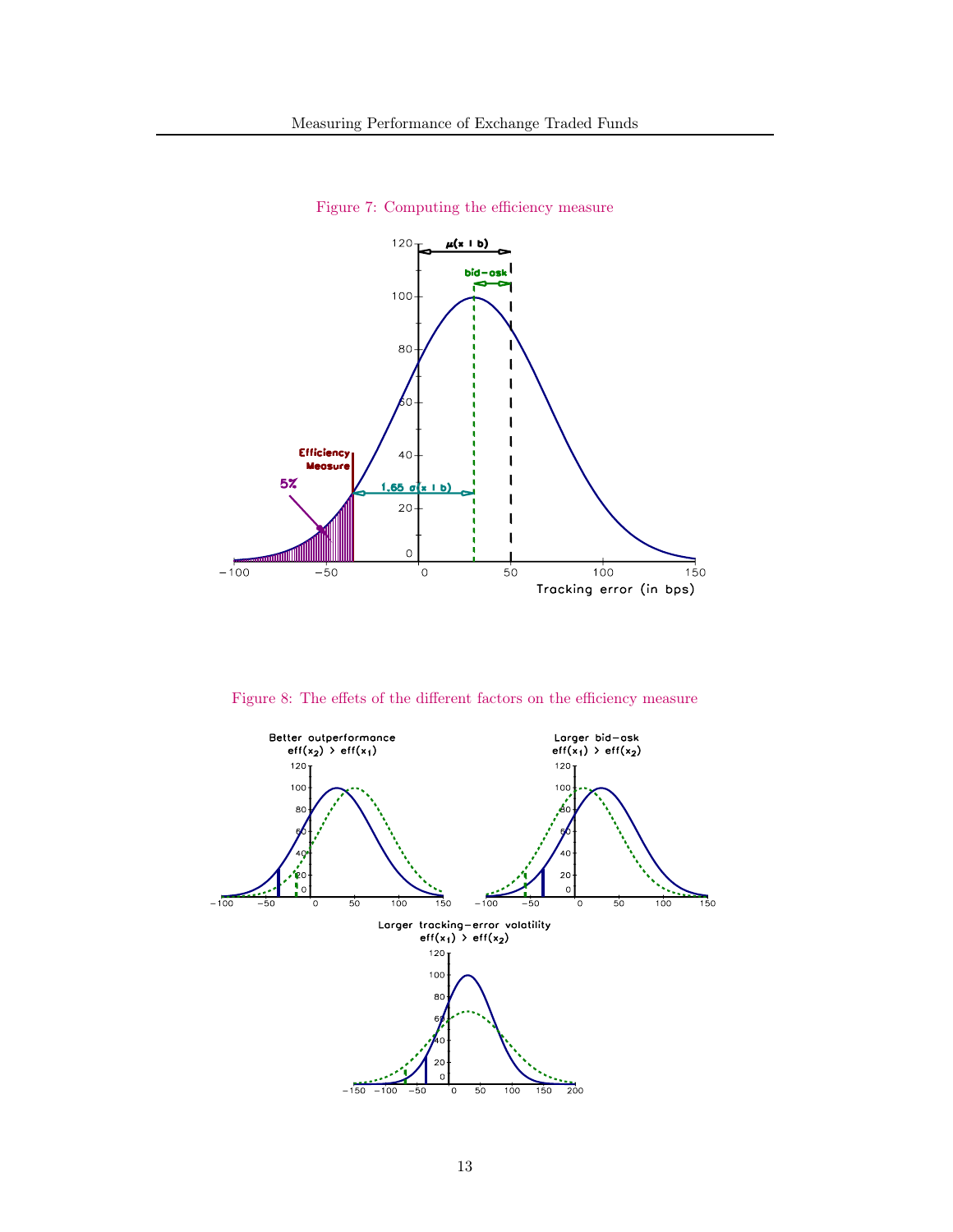Figure 7: Computing the efficiency measure

Figure 8: The effets of the different factors on the efficiency measure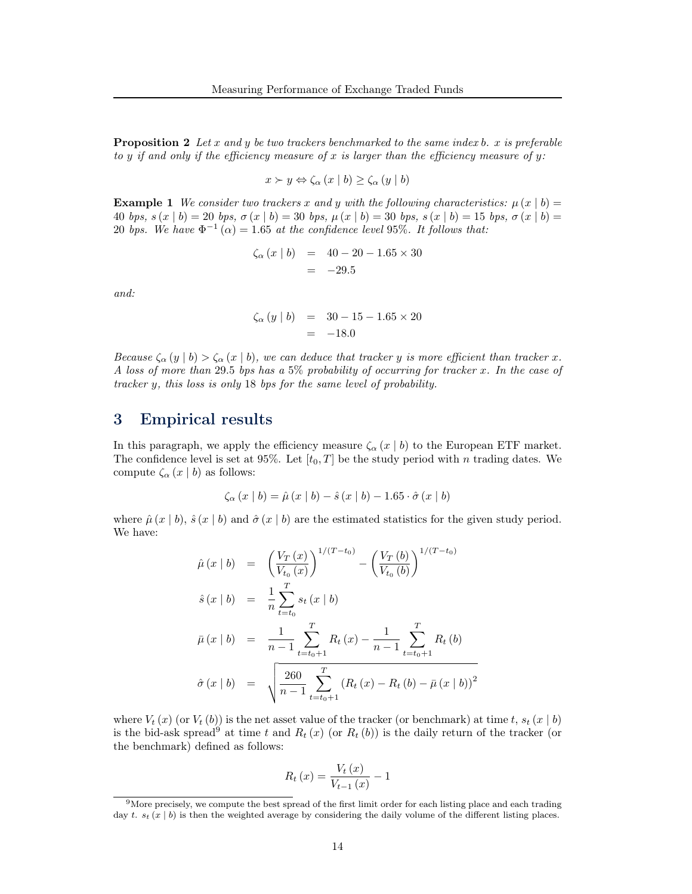**Proposition 2** *Let $x$ and $y$ be two trackers benchmarked to the same index $b$. $x$ is preferable to $y$ if and only if the efficiency measure of $x$ is larger than the efficiency measure of $y$:*

$$x \succ y \Leftrightarrow \zeta_\alpha(x \mid b) \geq \zeta_\alpha(y \mid b)$$

**Example 1** *We consider two trackers $x$ and $y$ with the following characteristics: $\mu(x \mid b) = 40$ bps, $s(x \mid b) = 20$ bps, $\sigma(x \mid b) = 30$ bps, $\mu(x \mid b) = 30$ bps, $s(x \mid b) = 15$ bps, $\sigma(x \mid b) = 20$ bps. We have $\Phi^{-1}(\alpha) = 1.65$ at the confidence level 95%. It follows that:*

$$\begin{aligned} \zeta_\alpha(x \mid b) &= 40 - 20 - 1.65 \times 30 \\ &= -29.5 \end{aligned}$$

*and:*

$$\begin{aligned} \zeta_\alpha(y \mid b) &= 30 - 15 - 1.65 \times 20 \\ &= -18.0 \end{aligned}$$

*Because $\zeta_\alpha(y \mid b) > \zeta_\alpha(x \mid b)$, we can deduce that tracker $y$ is more efficient than tracker $x$. A loss of more than 29.5 bps has a 5% probability of occurring for tracker $x$. In the case of tracker $y$, this loss is only 18 bps for the same level of probability.*

## 3 Empirical results

In this paragraph, we apply the efficiency measure $\zeta_\alpha(x \mid b)$ to the European ETF market. The confidence level is set at 95%. Let $[t_0, T]$ be the study period with $n$ trading dates. We compute $\zeta_\alpha(x \mid b)$ as follows:

$$\zeta_\alpha(x \mid b) = \hat{\mu}(x \mid b) - \hat{s}(x \mid b) - 1.65 \cdot \hat{\sigma}(x \mid b)$$

where $\hat{\mu}(x \mid b)$, $\hat{s}(x \mid b)$ and $\hat{\sigma}(x \mid b)$ are the estimated statistics for the given study period. We have:

$$\begin{aligned} \hat{\mu}(x \mid b) &= \left(\frac{V_T(x)}{V_{t_0}(x)}\right)^{1/(T-t_0)} - \left(\frac{V_T(b)}{V_{t_0}(b)}\right)^{1/(T-t_0)} \\ \hat{s}(x \mid b) &= \frac{1}{n}\sum_{t=t_0}^{T} s_t(x \mid b) \\ \bar{\mu}(x \mid b) &= \frac{1}{n-1}\sum_{t=t_0+1}^{T} R_t(x) - \frac{1}{n-1}\sum_{t=t_0+1}^{T} R_t(b) \\ \hat{\sigma}(x \mid b) &= \sqrt{\frac{260}{n-1}\sum_{t=t_0+1}^{T}\left(R_t(x) - R_t(b) - \bar{\mu}(x \mid b)\right)^2} \end{aligned}$$

where $V_t(x)$ (or $V_t(b)$) is the net asset value of the tracker (or benchmark) at time $t$, $s_t(x \mid b)$ is the bid-ask spread[9] at time $t$ and $R_t(x)$ (or $R_t(b)$) is the daily return of the tracker (or the benchmark) defined as follows:

$$R_t(x) = \frac{V_t(x)}{V_{t-1}(x)} - 1$$

[9] More precisely, we compute the best spread of the first limit order for each listing place and each trading day $t$. $s_t(x \mid b)$ is then the weighted average by considering the daily volume of the different listing places.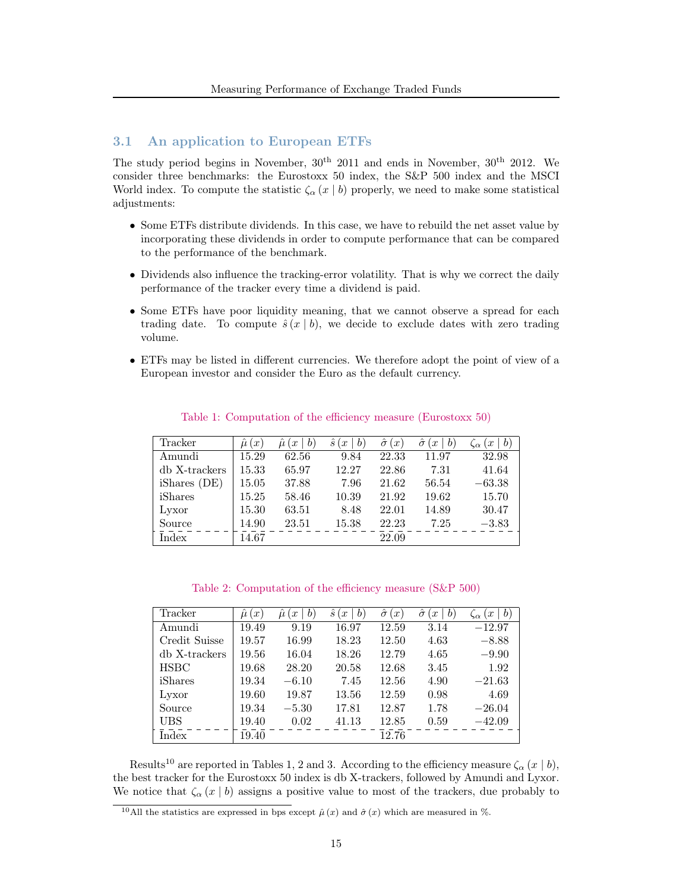### 3.1 An application to European ETFs

The study period begins in November, 30[th] 2011 and ends in November, 30[th] 2012. We consider three benchmarks: the Eurostoxx 50 index, the S&P 500 index and the MSCI World index. To compute the statistic $\zeta_\alpha(x \mid b)$ properly, we need to make some statistical adjustments:

- Some ETFs distribute dividends. In this case, we have to rebuild the net asset value by incorporating these dividends in order to compute performance that can be compared to the performance of the benchmark.
- Dividends also influence the tracking-error volatility. That is why we correct the daily performance of the tracker every time a dividend is paid.
- Some ETFs have poor liquidity meaning, that we cannot observe a spread for each trading date. To compute $\hat{s}(x \mid b)$, we decide to exclude dates with zero trading volume.
- ETFs may be listed in different currencies. We therefore adopt the point of view of a European investor and consider the Euro as the default currency.

Table 1: Computation of the efficiency measure (Eurostoxx 50)

| Tracker | $\hat{\mu}(x)$ | $\hat{\mu}(x \mid b)$ | $\hat{s}(x \mid b)$ | $\hat{\sigma}(x)$ | $\hat{\sigma}(x \mid b)$ | $\zeta_\alpha(x \mid b)$ |
|---|---|---|---|---|---|---|
| Amundi | 15.29 | 62.56 | 9.84 | 22.33 | 11.97 | 32.98 |
| db X-trackers | 15.33 | 65.97 | 12.27 | 22.86 | 7.31 | 41.64 |
| iShares (DE) | 15.05 | 37.88 | 7.96 | 21.62 | 56.54 | −63.38 |
| iShares | 15.25 | 58.46 | 10.39 | 21.92 | 19.62 | 15.70 |
| Lyxor | 15.30 | 63.51 | 8.48 | 22.01 | 14.89 | 30.47 |
| Source | 14.90 | 23.51 | 15.38 | 22.23 | 7.25 | −3.83 |
| Index | 14.67 | | | 22.09 | | |

Table 2: Computation of the efficiency measure (S&P 500)

| Tracker | $\hat{\mu}(x)$ | $\hat{\mu}(x \mid b)$ | $\hat{s}(x \mid b)$ | $\hat{\sigma}(x)$ | $\hat{\sigma}(x \mid b)$ | $\zeta_\alpha(x \mid b)$ |
|---|---|---|---|---|---|---|
| Amundi | 19.49 | 9.19 | 16.97 | 12.59 | 3.14 | −12.97 |
| Credit Suisse | 19.57 | 16.99 | 18.23 | 12.50 | 4.63 | −8.88 |
| db X-trackers | 19.56 | 16.04 | 18.26 | 12.79 | 4.65 | −9.90 |
| HSBC | 19.68 | 28.20 | 20.58 | 12.68 | 3.45 | 1.92 |
| iShares | 19.34 | −6.10 | 7.45 | 12.56 | 4.90 | −21.63 |
| Lyxor | 19.60 | 19.87 | 13.56 | 12.59 | 0.98 | 4.69 |
| Source | 19.34 | −5.30 | 17.81 | 12.87 | 1.78 | −26.04 |
| UBS | 19.40 | 0.02 | 41.13 | 12.85 | 0.59 | −42.09 |
| Index | 19.40 | | | 12.76 | | |

Results[10] are reported in Tables 1, 2 and 3. According to the efficiency measure $\zeta_\alpha(x \mid b)$, the best tracker for the Eurostoxx 50 index is db X-trackers, followed by Amundi and Lyxor. We notice that $\zeta_\alpha(x \mid b)$ assigns a positive value to most of the trackers, due probably to

[10] All the statistics are expressed in bps except $\hat{\mu}(x)$ and $\hat{\sigma}(x)$ which are measured in %.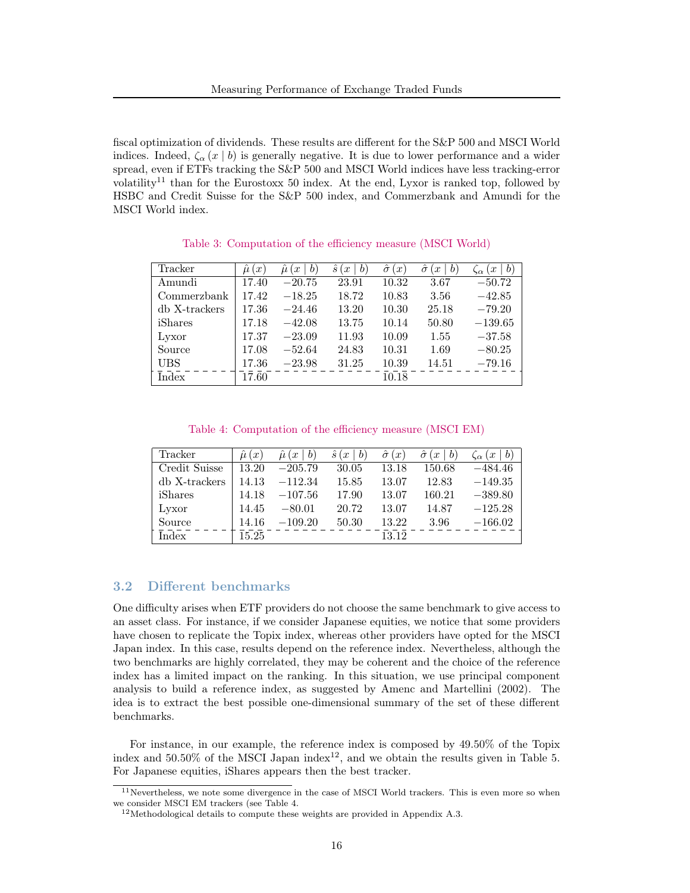fiscal optimization of dividends. These results are different for the S&P 500 and MSCI World indices. Indeed, $\zeta_\alpha(x \mid b)$ is generally negative. It is due to lower performance and a wider spread, even if ETFs tracking the S&P 500 and MSCI World indices have less tracking-error volatility[11] than for the Eurostoxx 50 index. At the end, Lyxor is ranked top, followed by HSBC and Credit Suisse for the S&P 500 index, and Commerzbank and Amundi for the MSCI World index.

Table 3: Computation of the efficiency measure (MSCI World)

| Tracker | $\hat{\mu}(x)$ | $\hat{\mu}(x \mid b)$ | $\hat{s}(x \mid b)$ | $\hat{\sigma}(x)$ | $\hat{\sigma}(x \mid b)$ | $\zeta_\alpha(x \mid b)$ |
|---|---|---|---|---|---|---|
| Amundi | 17.40 | −20.75 | 23.91 | 10.32 | 3.67 | −50.72 |
| Commerzbank | 17.42 | −18.25 | 18.72 | 10.83 | 3.56 | −42.85 |
| db X-trackers | 17.36 | −24.46 | 13.20 | 10.30 | 25.18 | −79.20 |
| iShares | 17.18 | −42.08 | 13.75 | 10.14 | 50.80 | −139.65 |
| Lyxor | 17.37 | −23.09 | 11.93 | 10.09 | 1.55 | −37.58 |
| Source | 17.08 | −52.64 | 24.83 | 10.31 | 1.69 | −80.25 |
| UBS | 17.36 | −23.98 | 31.25 | 10.39 | 14.51 | −79.16 |
| Index | 17.60 | | | 10.18 | | |

Table 4: Computation of the efficiency measure (MSCI EM)

| Tracker | $\hat{\mu}(x)$ | $\hat{\mu}(x \mid b)$ | $\hat{s}(x \mid b)$ | $\hat{\sigma}(x)$ | $\hat{\sigma}(x \mid b)$ | $\zeta_\alpha(x \mid b)$ |
|---|---|---|---|---|---|---|
| Credit Suisse | 13.20 | −205.79 | 30.05 | 13.18 | 150.68 | −484.46 |
| db X-trackers | 14.13 | −112.34 | 15.85 | 13.07 | 12.83 | −149.35 |
| iShares | 14.18 | −107.56 | 17.90 | 13.07 | 160.21 | −389.80 |
| Lyxor | 14.45 | −80.01 | 20.72 | 13.07 | 14.87 | −125.28 |
| Source | 14.16 | −109.20 | 50.30 | 13.22 | 3.96 | −166.02 |
| Index | 15.25 | | | 13.12 | | |

## 3.2 Different benchmarks

One difficulty arises when ETF providers do not choose the same benchmark to give access to an asset class. For instance, if we consider Japanese equities, we notice that some providers have chosen to replicate the Topix index, whereas other providers have opted for the MSCI Japan index. In this case, results depend on the reference index. Nevertheless, although the two benchmarks are highly correlated, they may be coherent and the choice of the reference index has a limited impact on the ranking. In this situation, we use principal component analysis to build a reference index, as suggested by Amenc and Martellini (2002). The idea is to extract the best possible one-dimensional summary of the set of these different benchmarks.

For instance, in our example, the reference index is composed by 49.50% of the Topix index and 50.50% of the MSCI Japan index[12], and we obtain the results given in Table 5. For Japanese equities, iShares appears then the best tracker.

[11] Nevertheless, we note some divergence in the case of MSCI World trackers. This is even more so when we consider MSCI EM trackers (see Table 4.

[12] Methodological details to compute these weights are provided in Appendix A.3.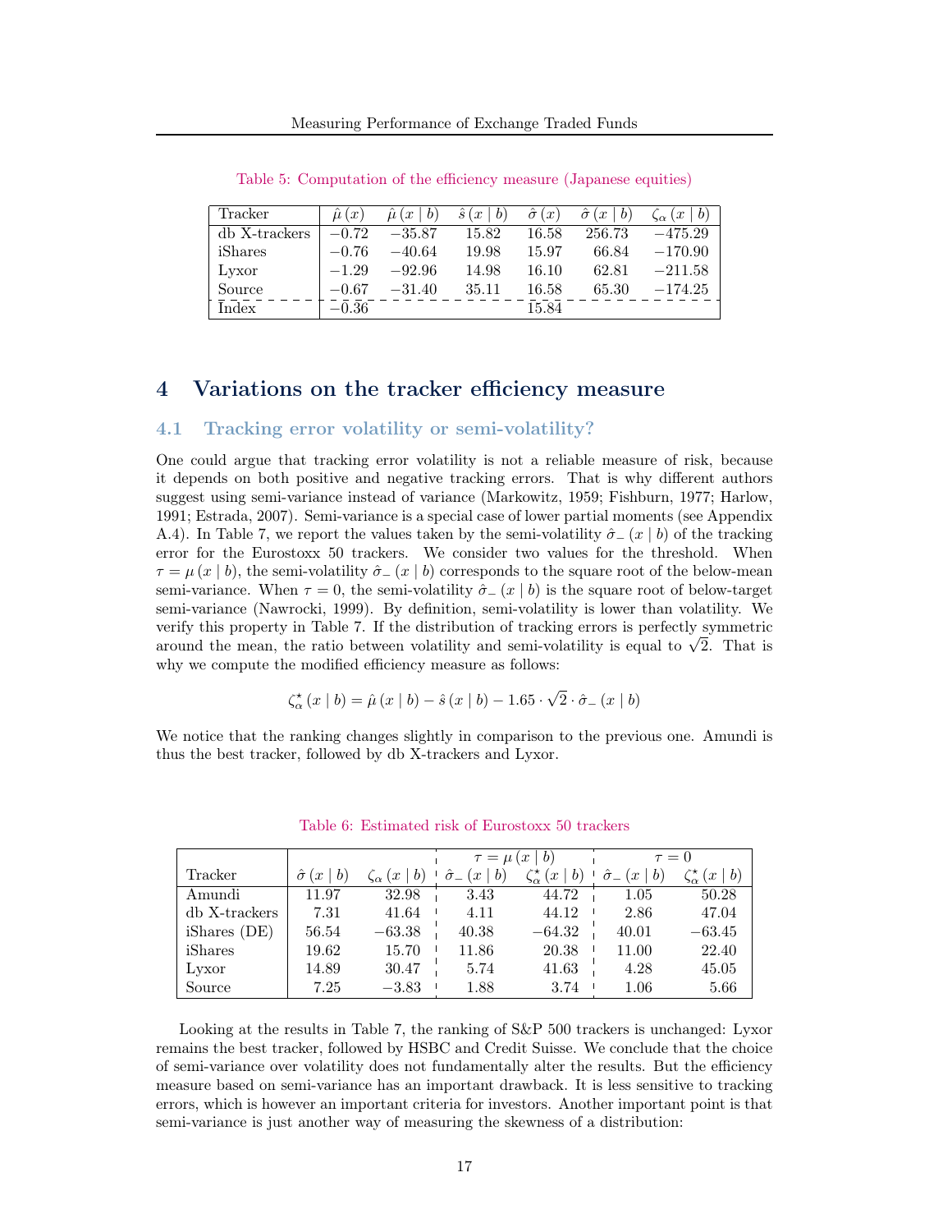Table 5: Computation of the efficiency measure (Japanese equities)

| Tracker | $\hat{\mu}(x)$ | $\hat{\mu}(x \mid b)$ | $\hat{s}(x \mid b)$ | $\hat{\sigma}(x)$ | $\hat{\sigma}(x \mid b)$ | $\zeta_\alpha(x \mid b)$ |
|---|---|---|---|---|---|---|
| db X-trackers | −0.72 | −35.87 | 15.82 | 16.58 | 256.73 | −475.29 |
| iShares | −0.76 | −40.64 | 19.98 | 15.97 | 66.84 | −170.90 |
| Lyxor | −1.29 | −92.96 | 14.98 | 16.10 | 62.81 | −211.58 |
| Source | −0.67 | −31.40 | 35.11 | 16.58 | 65.30 | −174.25 |
| Index | −0.36 | | | 15.84 | | |

# 4 Variations on the tracker efficiency measure

## 4.1 Tracking error volatility or semi-volatility?

One could argue that tracking error volatility is not a reliable measure of risk, because it depends on both positive and negative tracking errors. That is why different authors suggest using semi-variance instead of variance (Markowitz, 1959; Fishburn, 1977; Harlow, 1991; Estrada, 2007). Semi-variance is a special case of lower partial moments (see Appendix A.4). In Table 7, we report the values taken by the semi-volatility $\hat{\sigma}_-(x \mid b)$ of the tracking error for the Eurostoxx 50 trackers. We consider two values for the threshold. When $\tau = \mu(x \mid b)$, the semi-volatility $\hat{\sigma}_-(x \mid b)$ corresponds to the square root of the below-mean semi-variance. When $\tau = 0$, the semi-volatility $\hat{\sigma}_-(x \mid b)$ is the square root of below-target semi-variance (Nawrocki, 1999). By definition, semi-volatility is lower than volatility. We verify this property in Table 7. If the distribution of tracking errors is perfectly symmetric around the mean, the ratio between volatility and semi-volatility is equal to $\sqrt{2}$. That is why we compute the modified efficiency measure as follows:

$$\zeta^\star_\alpha(x \mid b) = \hat{\mu}(x \mid b) - \hat{s}(x \mid b) - 1.65 \cdot \sqrt{2} \cdot \hat{\sigma}_-(x \mid b)$$

We notice that the ranking changes slightly in comparison to the previous one. Amundi is thus the best tracker, followed by db X-trackers and Lyxor.

Table 6: Estimated risk of Eurostoxx 50 trackers

| | | | $\tau = \mu(x \mid b)$ | | $\tau = 0$ | |
|---|---|---|---|---|---|---|
| Tracker | $\hat{\sigma}(x \mid b)$ | $\zeta_\alpha(x \mid b)$ | $\hat{\sigma}_-(x \mid b)$ | $\zeta^\star_\alpha(x \mid b)$ | $\hat{\sigma}_-(x \mid b)$ | $\zeta^\star_\alpha(x \mid b)$ |
| Amundi | 11.97 | 32.98 | 3.43 | 44.72 | 1.05 | 50.28 |
| db X-trackers | 7.31 | 41.64 | 4.11 | 44.12 | 2.86 | 47.04 |
| iShares (DE) | 56.54 | −63.38 | 40.38 | −64.32 | 40.01 | −63.45 |
| iShares | 19.62 | 15.70 | 11.86 | 20.38 | 11.00 | 22.40 |
| Lyxor | 14.89 | 30.47 | 5.74 | 41.63 | 4.28 | 45.05 |
| Source | 7.25 | −3.83 | 1.88 | 3.74 | 1.06 | 5.66 |

Looking at the results in Table 7, the ranking of S&P 500 trackers is unchanged: Lyxor remains the best tracker, followed by HSBC and Credit Suisse. We conclude that the choice of semi-variance over volatility does not fundamentally alter the results. But the efficiency measure based on semi-variance has an important drawback. It is less sensitive to tracking errors, which is however an important criteria for investors. Another important point is that semi-variance is just another way of measuring the skewness of a distribution: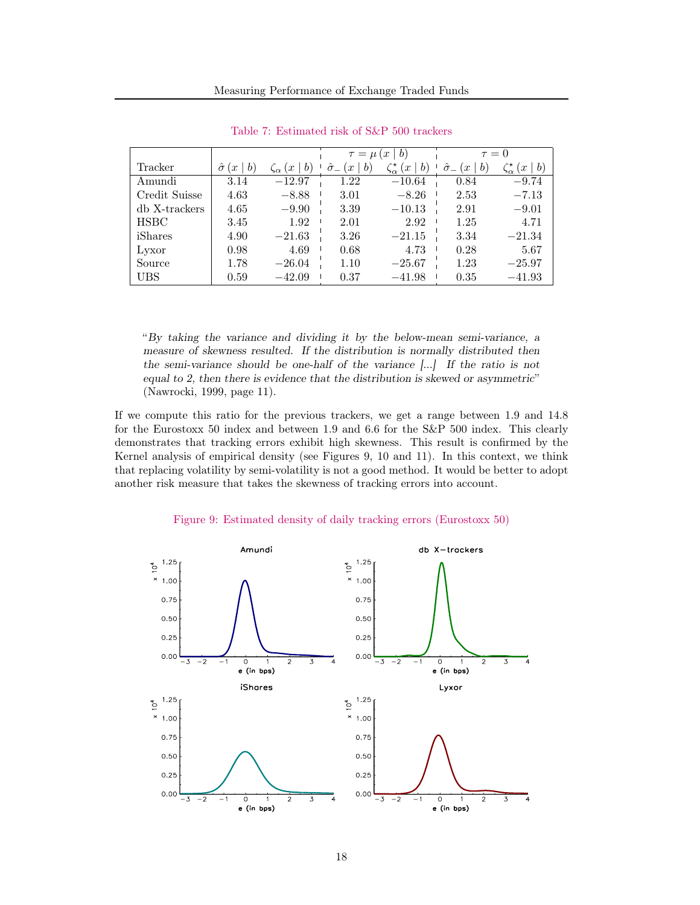Table 7: Estimated risk of S&P 500 trackers

| | | | $\tau = \mu(x \mid b)$ | | $\tau = 0$ | |
|---|---|---|---|---|---|---|
| Tracker | $\hat{\sigma}(x \mid b)$ | $\zeta_\alpha(x \mid b)$ | $\hat{\sigma}_-(x \mid b)$ | $\zeta^\star_\alpha(x \mid b)$ | $\hat{\sigma}_-(x \mid b)$ | $\zeta^\star_\alpha(x \mid b)$ |
| Amundi | 3.14 | −12.97 | 1.22 | −10.64 | 0.84 | −9.74 |
| Credit Suisse | 4.63 | −8.88 | 3.01 | −8.26 | 2.53 | −7.13 |
| db X-trackers | 4.65 | −9.90 | 3.39 | −10.13 | 2.91 | −9.01 |
| HSBC | 3.45 | 1.92 | 2.01 | 2.92 | 1.25 | 4.71 |
| iShares | 4.90 | −21.63 | 3.26 | −21.15 | 3.34 | −21.34 |
| Lyxor | 0.98 | 4.69 | 0.68 | 4.73 | 0.28 | 5.67 |
| Source | 1.78 | −26.04 | 1.10 | −25.67 | 1.23 | −25.97 |
| UBS | 0.59 | −42.09 | 0.37 | −41.98 | 0.35 | −41.93 |

> "*By taking the variance and dividing it by the below-mean semi-variance, a measure of skewness resulted. If the distribution is normally distributed then the semi-variance should be one-half of the variance [...] If the ratio is not equal to 2, then there is evidence that the distribution is skewed or asymmetric*" (Nawrocki, 1999, page 11).

If we compute this ratio for the previous trackers, we get a range between 1.9 and 14.8 for the Eurostoxx 50 index and between 1.9 and 6.6 for the S&P 500 index. This clearly demonstrates that tracking errors exhibit high skewness. This result is confirmed by the Kernel analysis of empirical density (see Figures 9, 10 and 11). In this context, we think that replacing volatility by semi-volatility is not a good method. It would be better to adopt another risk measure that takes the skewness of tracking errors into account.

Figure 9: Estimated density of daily tracking errors (Eurostoxx 50)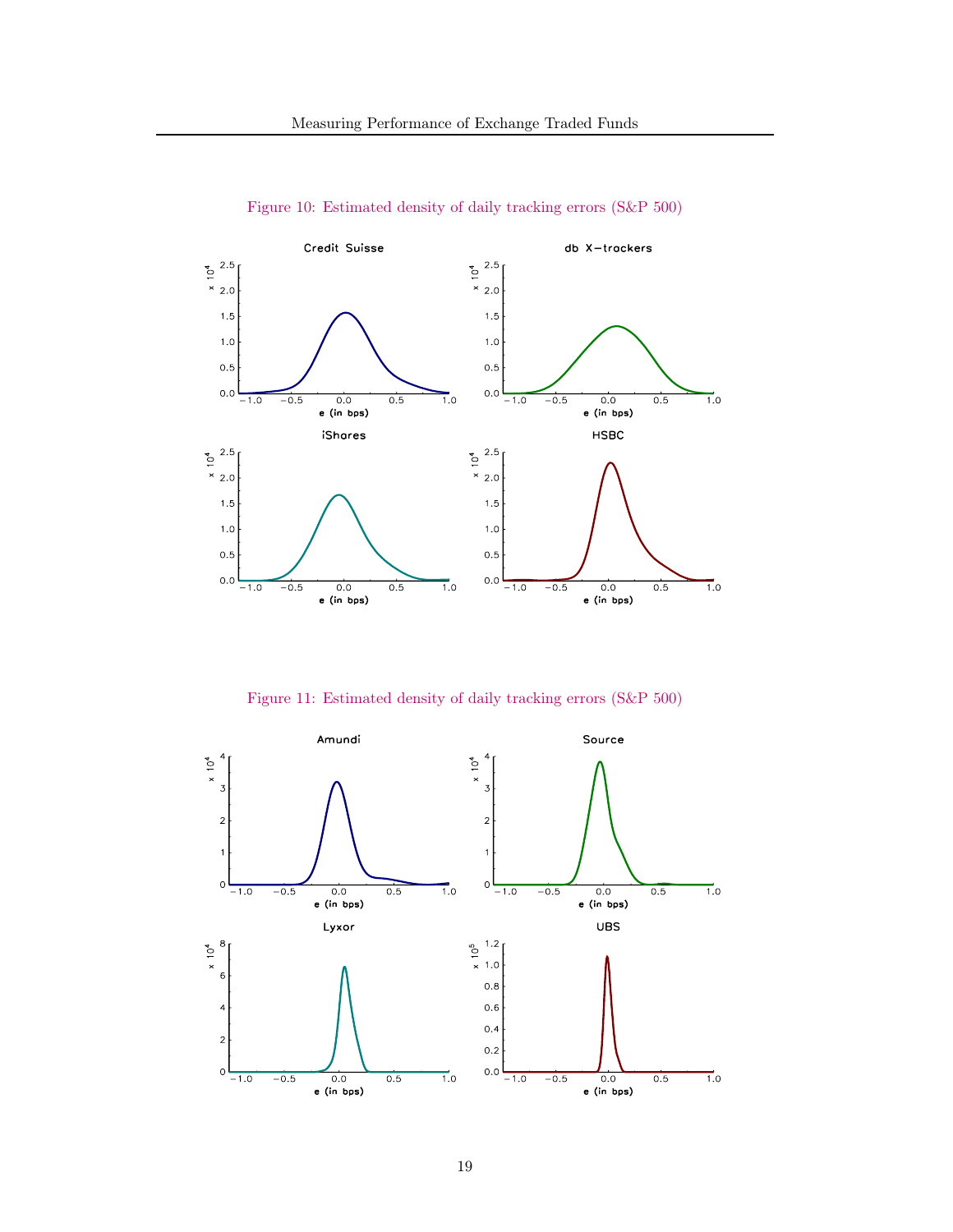Figure 10: Estimated density of daily tracking errors (S&P 500)

Figure 11: Estimated density of daily tracking errors (S&P 500)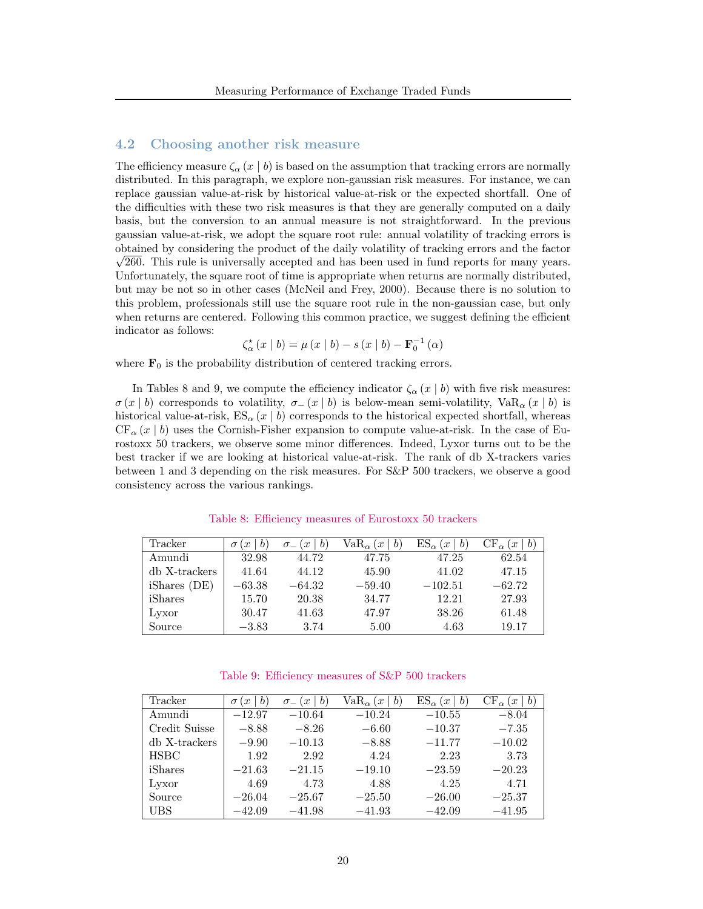### 4.2 Choosing another risk measure

The efficiency measure $\zeta_\alpha(x \mid b)$ is based on the assumption that tracking errors are normally distributed. In this paragraph, we explore non-gaussian risk measures. For instance, we can replace gaussian value-at-risk by historical value-at-risk or the expected shortfall. One of the difficulties with these two risk measures is that they are generally computed on a daily basis, but the conversion to an annual measure is not straightforward. In the previous gaussian value-at-risk, we adopt the square root rule: annual volatility of tracking errors is obtained by considering the product of the daily volatility of tracking errors and the factor $\sqrt{260}$. This rule is universally accepted and has been used in fund reports for many years. Unfortunately, the square root of time is appropriate when returns are normally distributed, but may be not so in other cases (McNeil and Frey, 2000). Because there is no solution to this problem, professionals still use the square root rule in the non-gaussian case, but only when returns are centered. Following this common practice, we suggest defining the efficient indicator as follows:

$$\zeta_\alpha^\star(x \mid b) = \mu(x \mid b) - s(x \mid b) - \mathbf{F}_0^{-1}(\alpha)$$

where $\mathbf{F}_0$ is the probability distribution of centered tracking errors.

In Tables 8 and 9, we compute the efficiency indicator $\zeta_\alpha(x \mid b)$ with five risk measures: $\sigma(x \mid b)$ corresponds to volatility, $\sigma_-(x \mid b)$ is below-mean semi-volatility, $\mathrm{VaR}_\alpha(x \mid b)$ is historical value-at-risk, $\mathrm{ES}_\alpha(x \mid b)$ corresponds to the historical expected shortfall, whereas $\mathrm{CF}_\alpha(x \mid b)$ uses the Cornish-Fisher expansion to compute value-at-risk. In the case of Eurostoxx 50 trackers, we observe some minor differences. Indeed, Lyxor turns out to be the best tracker if we are looking at historical value-at-risk. The rank of db X-trackers varies between 1 and 3 depending on the risk measures. For S&P 500 trackers, we observe a good consistency across the various rankings.

Table 8: Efficiency measures of Eurostoxx 50 trackers

| Tracker | $\sigma(x \mid b)$ | $\sigma_-(x \mid b)$ | $\mathrm{VaR}_\alpha(x \mid b)$ | $\mathrm{ES}_\alpha(x \mid b)$ | $\mathrm{CF}_\alpha(x \mid b)$ |
|---|---|---|---|---|---|
| Amundi | 32.98 | 44.72 | 47.75 | 47.25 | 62.54 |
| db X-trackers | 41.64 | 44.12 | 45.90 | 41.02 | 47.15 |
| iShares (DE) | −63.38 | −64.32 | −59.40 | −102.51 | −62.72 |
| iShares | 15.70 | 20.38 | 34.77 | 12.21 | 27.93 |
| Lyxor | 30.47 | 41.63 | 47.97 | 38.26 | 61.48 |
| Source | −3.83 | 3.74 | 5.00 | 4.63 | 19.17 |

Table 9: Efficiency measures of S&P 500 trackers

| Tracker | $\sigma(x \mid b)$ | $\sigma_-(x \mid b)$ | $\mathrm{VaR}_\alpha(x \mid b)$ | $\mathrm{ES}_\alpha(x \mid b)$ | $\mathrm{CF}_\alpha(x \mid b)$ |
|---|---|---|---|---|---|
| Amundi | −12.97 | −10.64 | −10.24 | −10.55 | −8.04 |
| Credit Suisse | −8.88 | −8.26 | −6.60 | −10.37 | −7.35 |
| db X-trackers | −9.90 | −10.13 | −8.88 | −11.77 | −10.02 |
| HSBC | 1.92 | 2.92 | 4.24 | 2.23 | 3.73 |
| iShares | −21.63 | −21.15 | −19.10 | −23.59 | −20.23 |
| Lyxor | 4.69 | 4.73 | 4.88 | 4.25 | 4.71 |
| Source | −26.04 | −25.67 | −25.50 | −26.00 | −25.37 |
| UBS | −42.09 | −41.98 | −41.93 | −42.09 | −41.95 |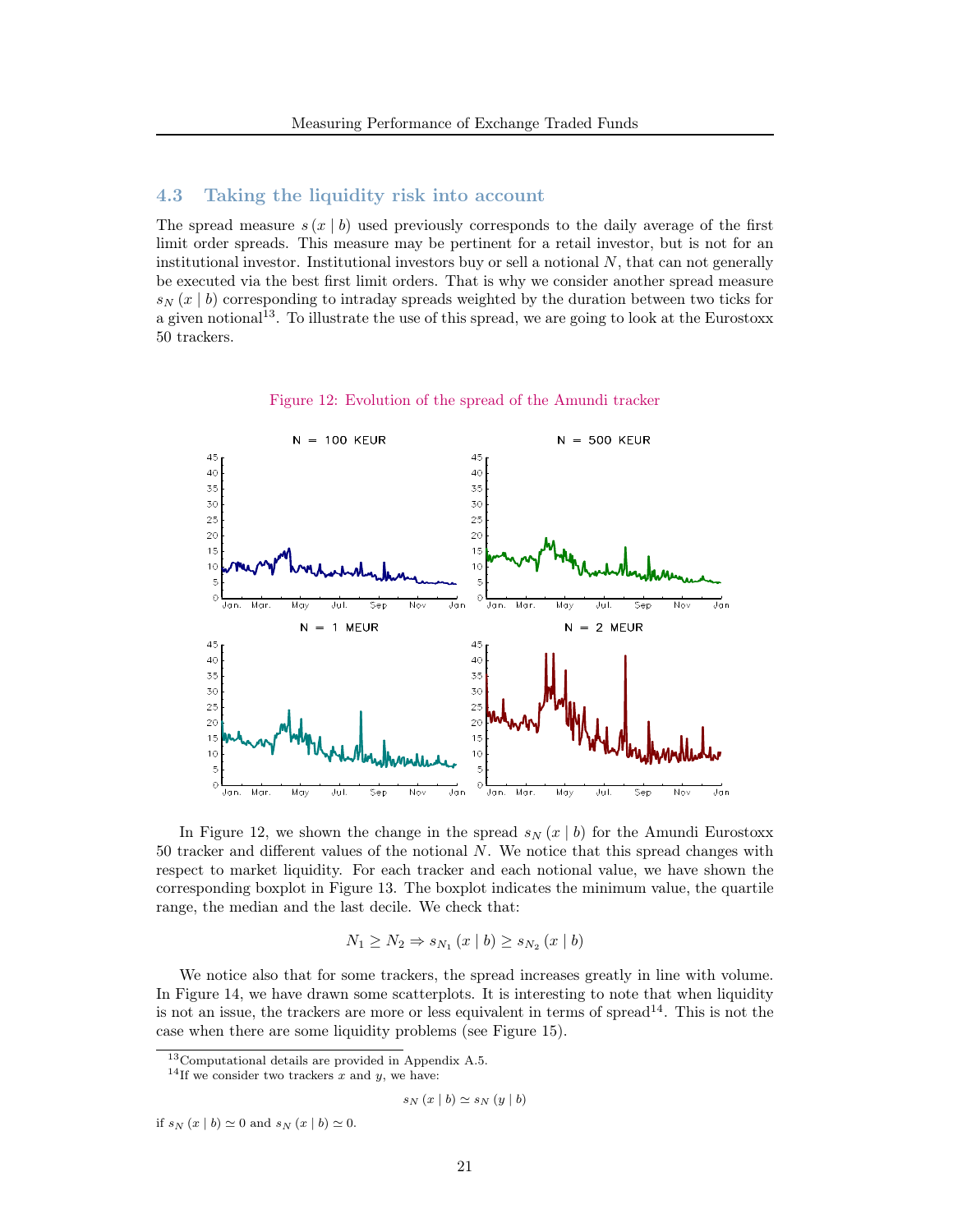## 4.3 Taking the liquidity risk into account

The spread measure $s(x \mid b)$ used previously corresponds to the daily average of the first limit order spreads. This measure may be pertinent for a retail investor, but is not for an institutional investor. Institutional investors buy or sell a notional $N$, that can not generally be executed via the best first limit orders. That is why we consider another spread measure $s_N(x \mid b)$ corresponding to intraday spreads weighted by the duration between two ticks for a given notional[13]. To illustrate the use of this spread, we are going to look at the Eurostoxx 50 trackers.

Figure 12: Evolution of the spread of the Amundi tracker

In Figure 12, we shown the change in the spread $s_N(x \mid b)$ for the Amundi Eurostoxx 50 tracker and different values of the notional $N$. We notice that this spread changes with respect to market liquidity. For each tracker and each notional value, we have shown the corresponding boxplot in Figure 13. The boxplot indicates the minimum value, the quartile range, the median and the last decile. We check that:

$$N_1 \geq N_2 \Rightarrow s_{N_1}(x \mid b) \geq s_{N_2}(x \mid b)$$

We notice also that for some trackers, the spread increases greatly in line with volume. In Figure 14, we have drawn some scatterplots. It is interesting to note that when liquidity is not an issue, the trackers are more or less equivalent in terms of spread[14]. This is not the case when there are some liquidity problems (see Figure 15).

[13] Computational details are provided in Appendix A.5.

[14] If we consider two trackers $x$ and $y$, we have:

$$s_N(x \mid b) \simeq s_N(y \mid b)$$

if $s_N(x \mid b) \simeq 0$ and $s_N(x \mid b) \simeq 0$.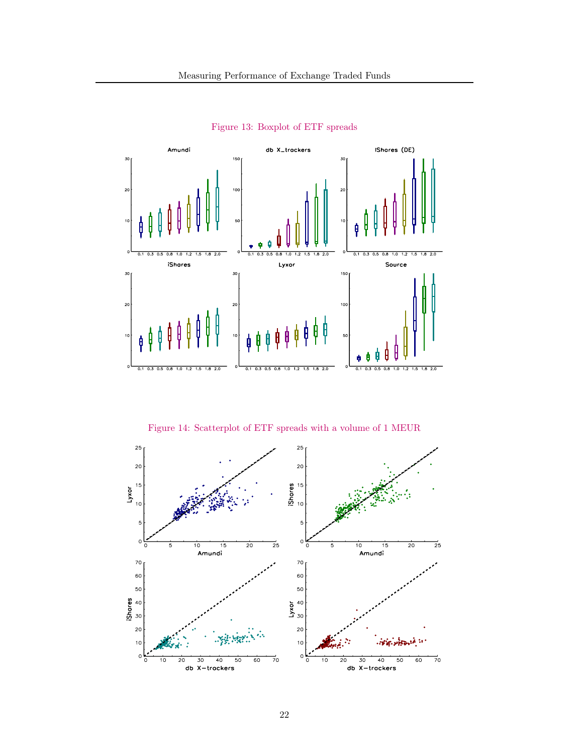Figure 13: Boxplot of ETF spreads

Figure 14: Scatterplot of ETF spreads with a volume of 1 MEUR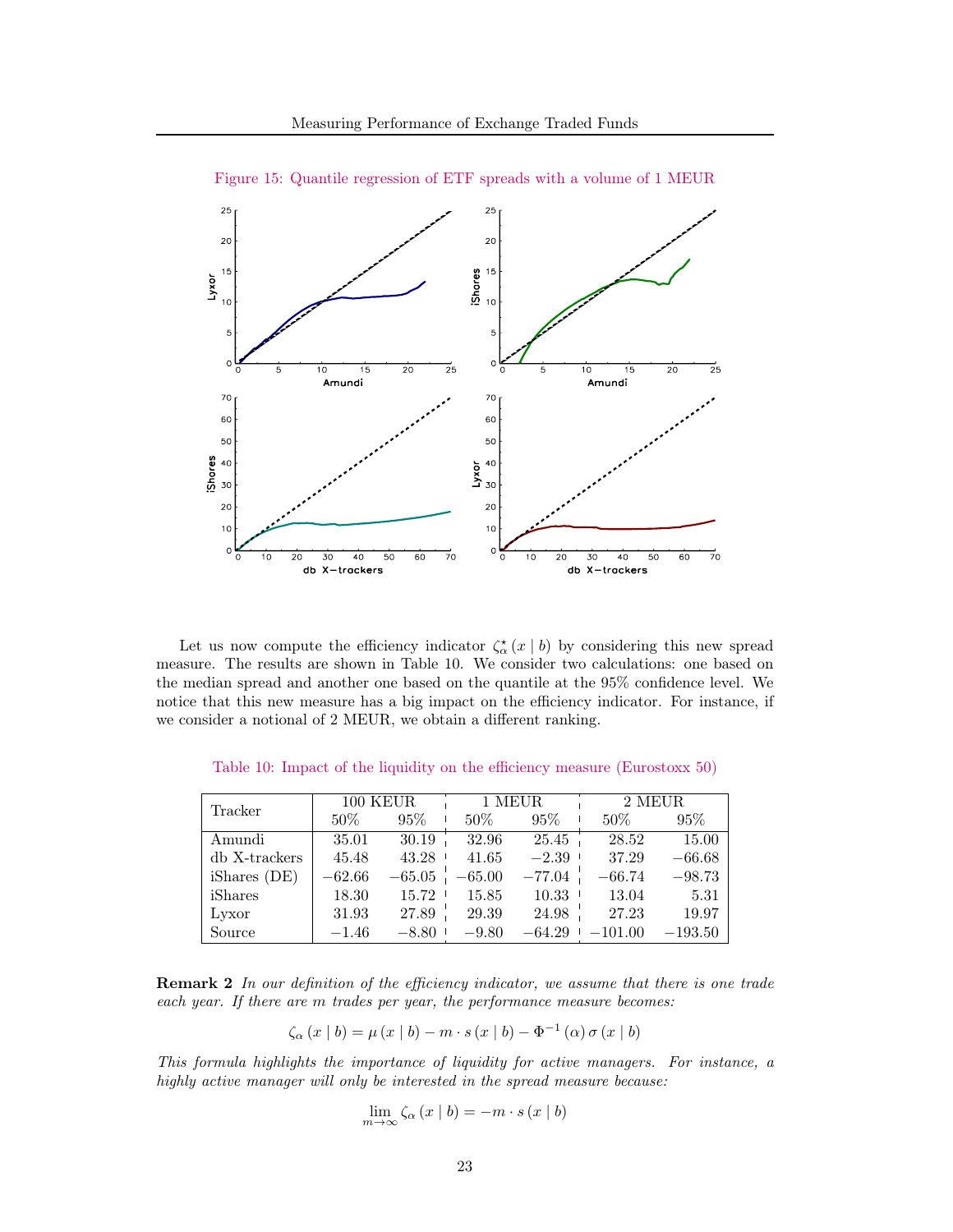Figure 15: Quantile regression of ETF spreads with a volume of 1 MEUR

Let us now compute the efficiency indicator $\zeta_{\alpha}^{\star}(x \mid b)$ by considering this new spread measure. The results are shown in Table 10. We consider two calculations: one based on the median spread and another one based on the quantile at the 95% confidence level. We notice that this new measure has a big impact on the efficiency indicator. For instance, if we consider a notional of 2 MEUR, we obtain a different ranking.

Table 10: Impact of the liquidity on the efficiency measure (Eurostoxx 50)

| Tracker | 100 KEUR | | 1 MEUR | | 2 MEUR | |
|---|---|---|---|---|---|---|
| | 50% | 95% | 50% | 95% | 50% | 95% |
| Amundi | 35.01 | 30.19 | 32.96 | 25.45 | 28.52 | 15.00 |
| db X-trackers | 45.48 | 43.28 | 41.65 | −2.39 | 37.29 | −66.68 |
| iShares (DE) | −62.66 | −65.05 | −65.00 | −77.04 | −66.74 | −98.73 |
| iShares | 18.30 | 15.72 | 15.85 | 10.33 | 13.04 | 5.31 |
| Lyxor | 31.93 | 27.89 | 29.39 | 24.98 | 27.23 | 19.97 |
| Source | −1.46 | −8.80 | −9.80 | −64.29 | −101.00 | −193.50 |

**Remark 2** *In our definition of the efficiency indicator, we assume that there is one trade each year. If there are $m$ trades per year, the performance measure becomes:*

$$\zeta_{\alpha}(x \mid b) = \mu(x \mid b) - m \cdot s(x \mid b) - \Phi^{-1}(\alpha)\,\sigma(x \mid b)$$

*This formula highlights the importance of liquidity for active managers. For instance, a highly active manager will only be interested in the spread measure because:*

$$\lim_{m \to \infty} \zeta_{\alpha}(x \mid b) = -m \cdot s(x \mid b)$$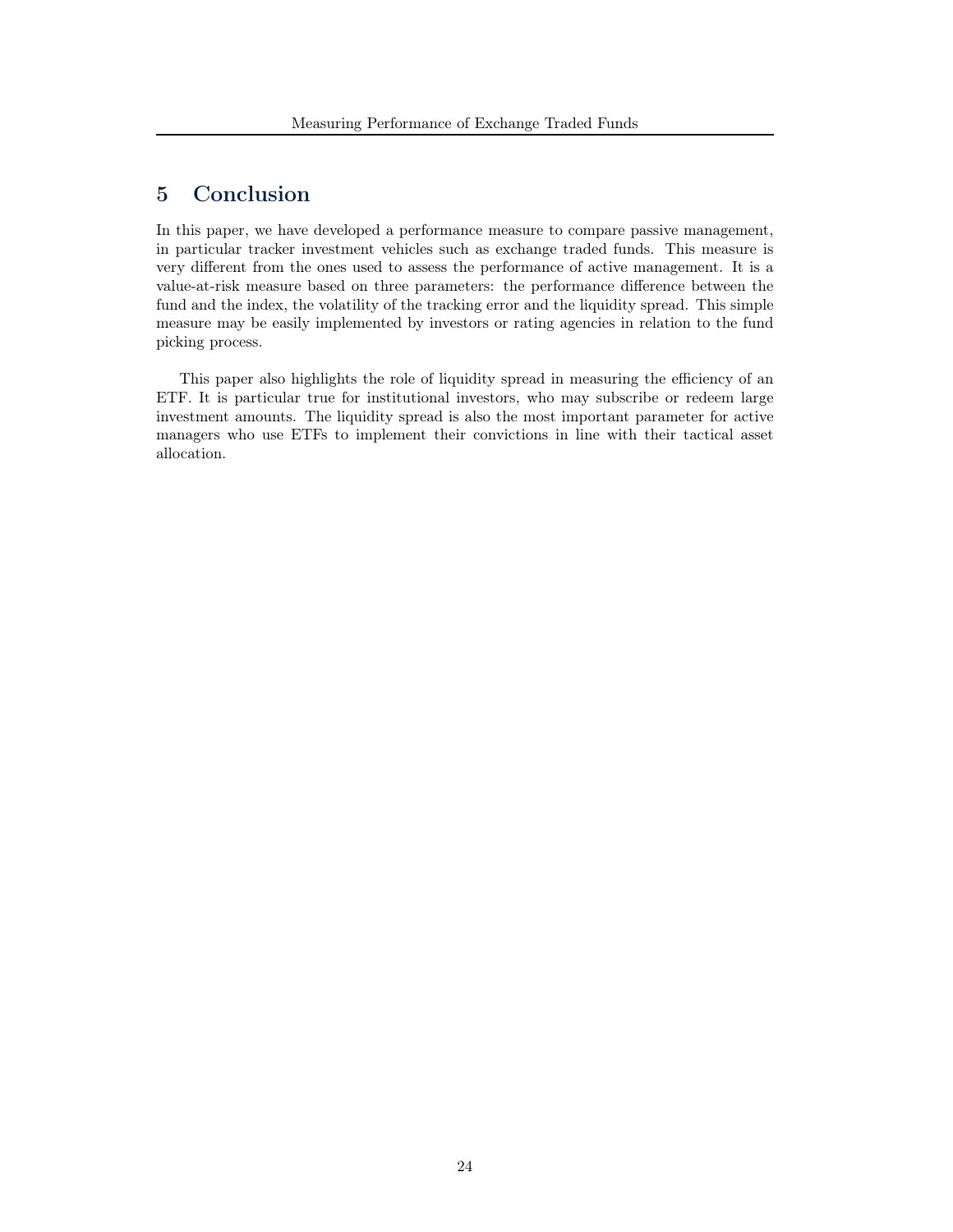# 5 Conclusion

In this paper, we have developed a performance measure to compare passive management, in particular tracker investment vehicles such as exchange traded funds. This measure is very different from the ones used to assess the performance of active management. It is a value-at-risk measure based on three parameters: the performance difference between the fund and the index, the volatility of the tracking error and the liquidity spread. This simple measure may be easily implemented by investors or rating agencies in relation to the fund picking process.

This paper also highlights the role of liquidity spread in measuring the efficiency of an ETF. It is particular true for institutional investors, who may subscribe or redeem large investment amounts. The liquidity spread is also the most important parameter for active managers who use ETFs to implement their convictions in line with their tactical asset allocation.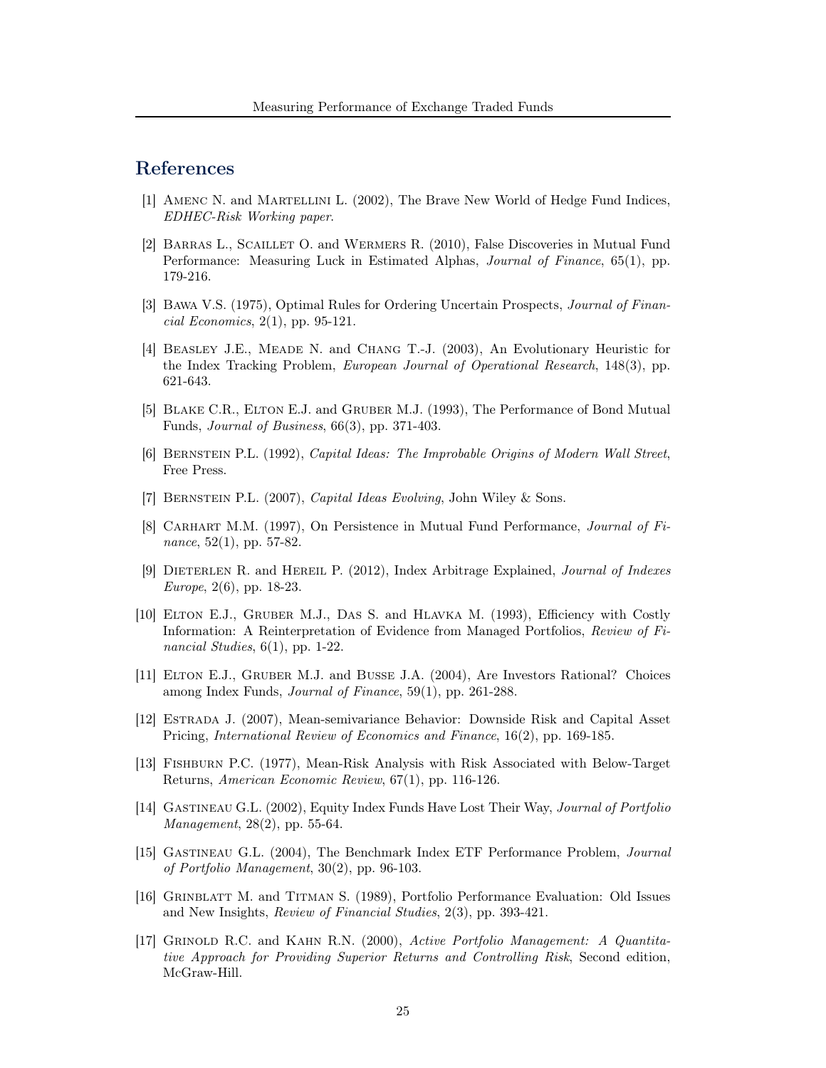## References

[1] Amenc N. and Martellini L. (2002), The Brave New World of Hedge Fund Indices, *EDHEC-Risk Working paper*.

[2] Barras L., Scaillet O. and Wermers R. (2010), False Discoveries in Mutual Fund Performance: Measuring Luck in Estimated Alphas, *Journal of Finance*, 65(1), pp. 179-216.

[3] Bawa V.S. (1975), Optimal Rules for Ordering Uncertain Prospects, *Journal of Financial Economics*, 2(1), pp. 95-121.

[4] Beasley J.E., Meade N. and Chang T.-J. (2003), An Evolutionary Heuristic for the Index Tracking Problem, *European Journal of Operational Research*, 148(3), pp. 621-643.

[5] Blake C.R., Elton E.J. and Gruber M.J. (1993), The Performance of Bond Mutual Funds, *Journal of Business*, 66(3), pp. 371-403.

[6] Bernstein P.L. (1992), *Capital Ideas: The Improbable Origins of Modern Wall Street*, Free Press.

[7] Bernstein P.L. (2007), *Capital Ideas Evolving*, John Wiley & Sons.

[8] Carhart M.M. (1997), On Persistence in Mutual Fund Performance, *Journal of Finance*, 52(1), pp. 57-82.

[9] Dieterlen R. and Hereil P. (2012), Index Arbitrage Explained, *Journal of Indexes Europe*, 2(6), pp. 18-23.

[10] Elton E.J., Gruber M.J., Das S. and Hlavka M. (1993), Efficiency with Costly Information: A Reinterpretation of Evidence from Managed Portfolios, *Review of Financial Studies*, 6(1), pp. 1-22.

[11] Elton E.J., Gruber M.J. and Busse J.A. (2004), Are Investors Rational? Choices among Index Funds, *Journal of Finance*, 59(1), pp. 261-288.

[12] Estrada J. (2007), Mean-semivariance Behavior: Downside Risk and Capital Asset Pricing, *International Review of Economics and Finance*, 16(2), pp. 169-185.

[13] Fishburn P.C. (1977), Mean-Risk Analysis with Risk Associated with Below-Target Returns, *American Economic Review*, 67(1), pp. 116-126.

[14] Gastineau G.L. (2002), Equity Index Funds Have Lost Their Way, *Journal of Portfolio Management*, 28(2), pp. 55-64.

[15] Gastineau G.L. (2004), The Benchmark Index ETF Performance Problem, *Journal of Portfolio Management*, 30(2), pp. 96-103.

[16] Grinblatt M. and Titman S. (1989), Portfolio Performance Evaluation: Old Issues and New Insights, *Review of Financial Studies*, 2(3), pp. 393-421.

[17] Grinold R.C. and Kahn R.N. (2000), *Active Portfolio Management: A Quantitative Approach for Providing Superior Returns and Controlling Risk*, Second edition, McGraw-Hill.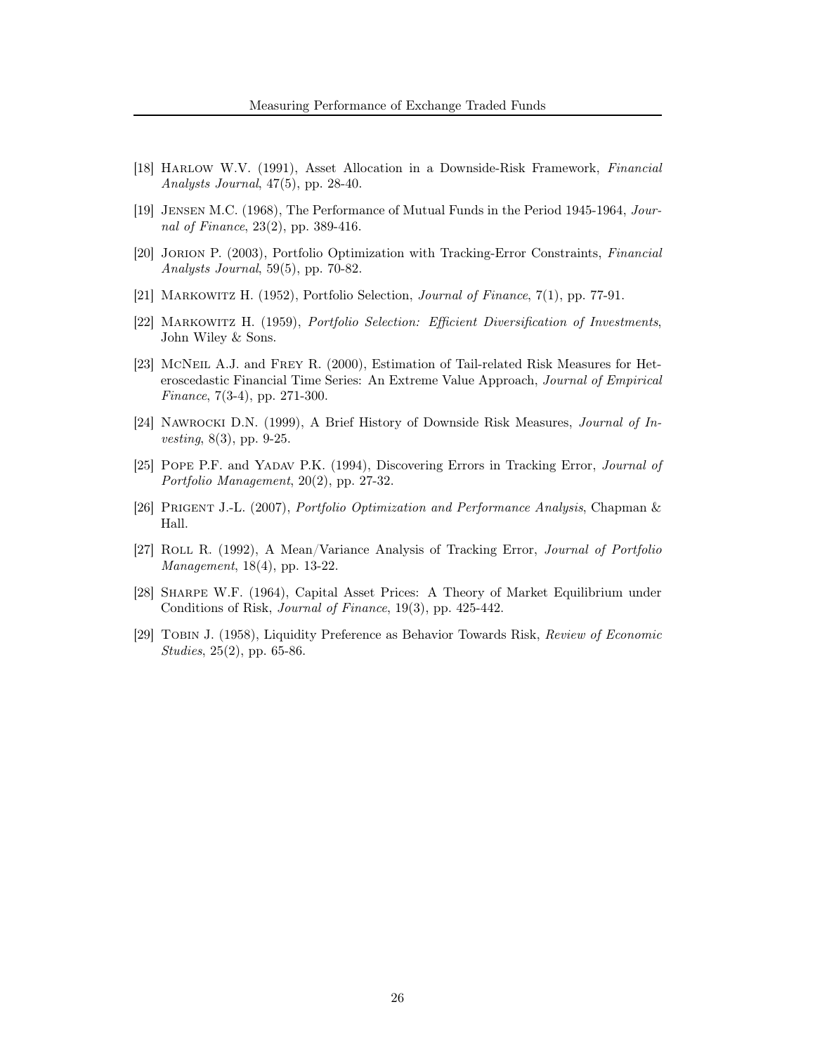[18] Harlow W.V. (1991), Asset Allocation in a Downside-Risk Framework, *Financial Analysts Journal*, 47(5), pp. 28-40.

[19] Jensen M.C. (1968), The Performance of Mutual Funds in the Period 1945-1964, *Journal of Finance*, 23(2), pp. 389-416.

[20] Jorion P. (2003), Portfolio Optimization with Tracking-Error Constraints, *Financial Analysts Journal*, 59(5), pp. 70-82.

[21] Markowitz H. (1952), Portfolio Selection, *Journal of Finance*, 7(1), pp. 77-91.

[22] Markowitz H. (1959), *Portfolio Selection: Efficient Diversification of Investments*, John Wiley & Sons.

[23] McNeil A.J. and Frey R. (2000), Estimation of Tail-related Risk Measures for Heteroscedastic Financial Time Series: An Extreme Value Approach, *Journal of Empirical Finance*, 7(3-4), pp. 271-300.

[24] Nawrocki D.N. (1999), A Brief History of Downside Risk Measures, *Journal of Investing*, 8(3), pp. 9-25.

[25] Pope P.F. and Yadav P.K. (1994), Discovering Errors in Tracking Error, *Journal of Portfolio Management*, 20(2), pp. 27-32.

[26] Prigent J.-L. (2007), *Portfolio Optimization and Performance Analysis*, Chapman & Hall.

[27] Roll R. (1992), A Mean/Variance Analysis of Tracking Error, *Journal of Portfolio Management*, 18(4), pp. 13-22.

[28] Sharpe W.F. (1964), Capital Asset Prices: A Theory of Market Equilibrium under Conditions of Risk, *Journal of Finance*, 19(3), pp. 425-442.

[29] Tobin J. (1958), Liquidity Preference as Behavior Towards Risk, *Review of Economic Studies*, 25(2), pp. 65-86.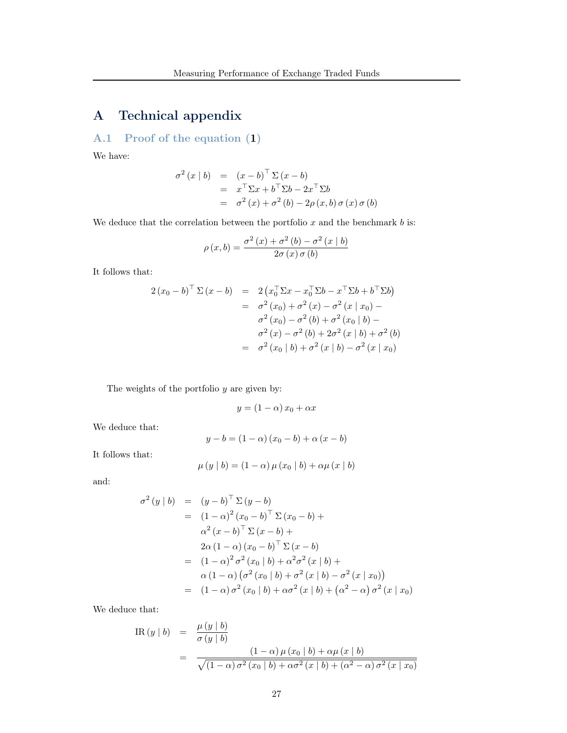# A Technical appendix

## A.1 Proof of the equation (1)

We have:

$$
\begin{aligned}
\sigma^2(x \mid b) &= (x-b)^\top \Sigma (x-b) \\
&= x^\top \Sigma x + b^\top \Sigma b - 2x^\top \Sigma b \\
&= \sigma^2(x) + \sigma^2(b) - 2\rho(x,b)\,\sigma(x)\,\sigma(b)
\end{aligned}
$$

We deduce that the correlation between the portfolio $x$ and the benchmark $b$ is:

$$
\rho(x,b) = \frac{\sigma^2(x) + \sigma^2(b) - \sigma^2(x \mid b)}{2\sigma(x)\,\sigma(b)}
$$

It follows that:

$$
\begin{aligned}
2(x_0-b)^\top \Sigma (x-b) &= 2\left(x_0^\top \Sigma x - x_0^\top \Sigma b - x^\top \Sigma b + b^\top \Sigma b\right) \\
&= \sigma^2(x_0) + \sigma^2(x) - \sigma^2(x \mid x_0) - \\
&\quad\ \sigma^2(x_0) - \sigma^2(b) + \sigma^2(x_0 \mid b) - \\
&\quad\ \sigma^2(x) - \sigma^2(b) + 2\sigma^2(x \mid b) + \sigma^2(b) \\
&= \sigma^2(x_0 \mid b) + \sigma^2(x \mid b) - \sigma^2(x \mid x_0)
\end{aligned}
$$

The weights of the portfolio $y$ are given by:

$$
y = (1-\alpha)\,x_0 + \alpha x
$$

We deduce that:

$$
y - b = (1-\alpha)(x_0 - b) + \alpha(x - b)
$$

It follows that:

$$
\mu(y \mid b) = (1-\alpha)\,\mu(x_0 \mid b) + \alpha\mu(x \mid b)
$$

and:

$$
\begin{aligned}
\sigma^2(y \mid b) &= (y-b)^\top \Sigma (y-b) \\
&= (1-\alpha)^2 (x_0-b)^\top \Sigma (x_0-b) + \\
&\quad\ \alpha^2 (x-b)^\top \Sigma (x-b) + \\
&\quad\ 2\alpha(1-\alpha)(x_0-b)^\top \Sigma (x-b) \\
&= (1-\alpha)^2 \sigma^2(x_0 \mid b) + \alpha^2 \sigma^2(x \mid b) + \\
&\quad\ \alpha(1-\alpha)\left(\sigma^2(x_0 \mid b) + \sigma^2(x \mid b) - \sigma^2(x \mid x_0)\right) \\
&= (1-\alpha)\,\sigma^2(x_0 \mid b) + \alpha\sigma^2(x \mid b) + \left(\alpha^2 - \alpha\right)\sigma^2(x \mid x_0)
\end{aligned}
$$

We deduce that:

$$
\begin{aligned}
\mathrm{IR}(y \mid b) &= \frac{\mu(y \mid b)}{\sigma(y \mid b)} \\
&= \frac{(1-\alpha)\,\mu(x_0 \mid b) + \alpha\mu(x \mid b)}{\sqrt{(1-\alpha)\,\sigma^2(x_0 \mid b) + \alpha\sigma^2(x \mid b) + (\alpha^2 - \alpha)\,\sigma^2(x \mid x_0)}}
\end{aligned}
$$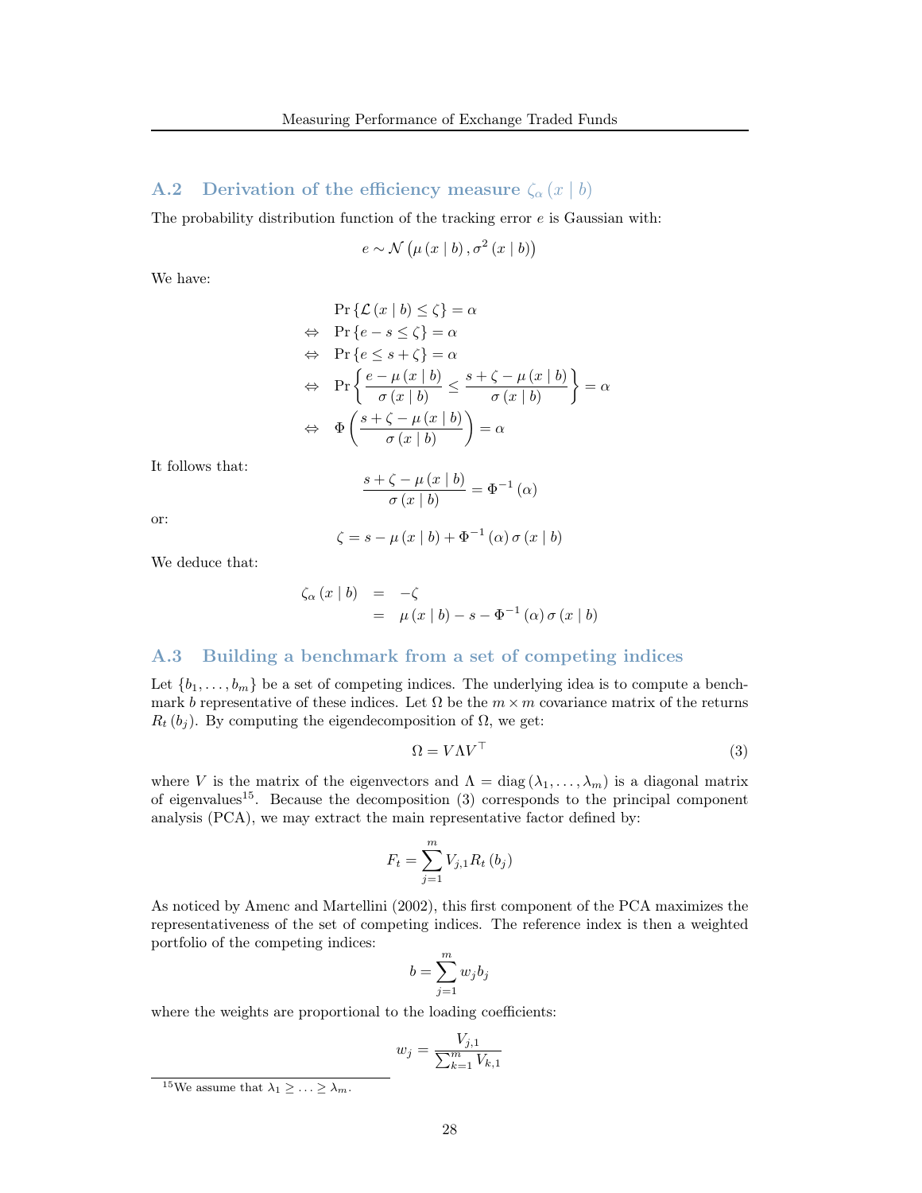## A.2 Derivation of the efficiency measure $\zeta_\alpha(x \mid b)$

The probability distribution function of the tracking error $e$ is Gaussian with:

$$e \sim \mathcal{N}\left(\mu(x \mid b), \sigma^2(x \mid b)\right)$$

We have:

$$\begin{aligned}
& \Pr\{\mathcal{L}(x \mid b) \leq \zeta\} = \alpha \\
\Leftrightarrow \quad & \Pr\{e - s \leq \zeta\} = \alpha \\
\Leftrightarrow \quad & \Pr\{e \leq s + \zeta\} = \alpha \\
\Leftrightarrow \quad & \Pr\left\{\frac{e - \mu(x \mid b)}{\sigma(x \mid b)} \leq \frac{s + \zeta - \mu(x \mid b)}{\sigma(x \mid b)}\right\} = \alpha \\
\Leftrightarrow \quad & \Phi\left(\frac{s + \zeta - \mu(x \mid b)}{\sigma(x \mid b)}\right) = \alpha
\end{aligned}$$

It follows that:

$$\frac{s + \zeta - \mu(x \mid b)}{\sigma(x \mid b)} = \Phi^{-1}(\alpha)$$

or:

$$\zeta = s - \mu(x \mid b) + \Phi^{-1}(\alpha)\,\sigma(x \mid b)$$

We deduce that:

$$\begin{aligned}
\zeta_\alpha(x \mid b) &= -\zeta \\
&= \mu(x \mid b) - s - \Phi^{-1}(\alpha)\,\sigma(x \mid b)
\end{aligned}$$

## A.3 Building a benchmark from a set of competing indices

Let $\{b_1, \ldots, b_m\}$ be a set of competing indices. The underlying idea is to compute a benchmark $b$ representative of these indices. Let $\Omega$ be the $m \times m$ covariance matrix of the returns $R_t(b_j)$. By computing the eigendecomposition of $\Omega$, we get:

$$\Omega = V \Lambda V^\top \tag{3}$$

where $V$ is the matrix of the eigenvectors and $\Lambda = \operatorname{diag}(\lambda_1, \ldots, \lambda_m)$ is a diagonal matrix of eigenvalues[15]. Because the decomposition (3) corresponds to the principal component analysis (PCA), we may extract the main representative factor defined by:

$$F_t = \sum_{j=1}^{m} V_{j,1} R_t(b_j)$$

As noticed by Amenc and Martellini (2002), this first component of the PCA maximizes the representativeness of the set of competing indices. The reference index is then a weighted portfolio of the competing indices:

$$b = \sum_{j=1}^{m} w_j b_j$$

where the weights are proportional to the loading coefficients:

$$w_j = \frac{V_{j,1}}{\sum_{k=1}^{m} V_{k,1}}$$

[15] We assume that $\lambda_1 \geq \ldots \geq \lambda_m$.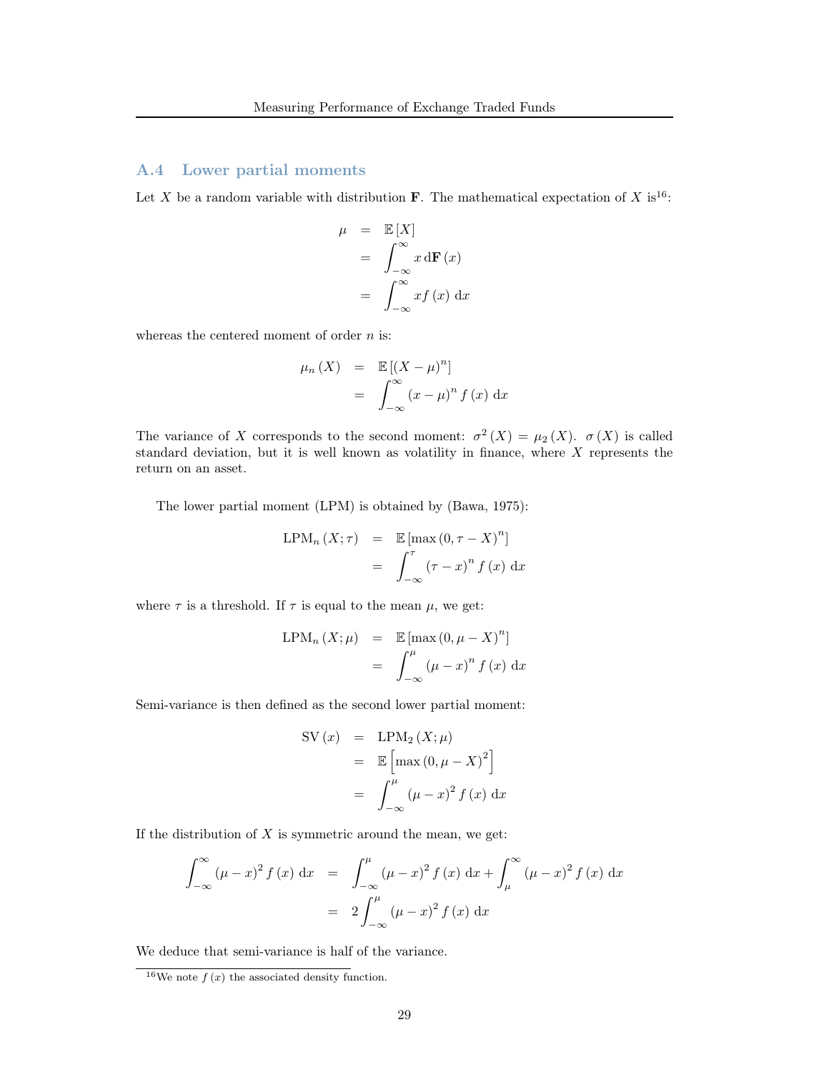## A.4 Lower partial moments

Let $X$ be a random variable with distribution $\mathbf{F}$. The mathematical expectation of $X$ is[16]:

$$
\begin{aligned}
\mu &= \mathbb{E}[X] \\
&= \int_{-\infty}^{\infty} x \, \mathrm{d}\mathbf{F}(x) \\
&= \int_{-\infty}^{\infty} x f(x) \, \mathrm{d}x
\end{aligned}
$$

whereas the centered moment of order $n$ is:

$$
\begin{aligned}
\mu_n(X) &= \mathbb{E}[(X-\mu)^n] \\
&= \int_{-\infty}^{\infty} (x-\mu)^n f(x) \, \mathrm{d}x
\end{aligned}
$$

The variance of $X$ corresponds to the second moment: $\sigma^2(X) = \mu_2(X)$. $\sigma(X)$ is called standard deviation, but it is well known as volatility in finance, where $X$ represents the return on an asset.

The lower partial moment (LPM) is obtained by (Bawa, 1975):

$$
\begin{aligned}
\mathrm{LPM}_n(X;\tau) &= \mathbb{E}[\max(0, \tau - X)^n] \\
&= \int_{-\infty}^{\tau} (\tau - x)^n f(x) \, \mathrm{d}x
\end{aligned}
$$

where $\tau$ is a threshold. If $\tau$ is equal to the mean $\mu$, we get:

$$
\begin{aligned}
\mathrm{LPM}_n(X;\mu) &= \mathbb{E}[\max(0, \mu - X)^n] \\
&= \int_{-\infty}^{\mu} (\mu - x)^n f(x) \, \mathrm{d}x
\end{aligned}
$$

Semi-variance is then defined as the second lower partial moment:

$$
\begin{aligned}
\mathrm{SV}(x) &= \mathrm{LPM}_2(X;\mu) \\
&= \mathbb{E}\left[\max(0, \mu - X)^2\right] \\
&= \int_{-\infty}^{\mu} (\mu - x)^2 f(x) \, \mathrm{d}x
\end{aligned}
$$

If the distribution of $X$ is symmetric around the mean, we get:

$$
\begin{aligned}
\int_{-\infty}^{\infty} (\mu - x)^2 f(x) \, \mathrm{d}x &= \int_{-\infty}^{\mu} (\mu - x)^2 f(x) \, \mathrm{d}x + \int_{\mu}^{\infty} (\mu - x)^2 f(x) \, \mathrm{d}x \\
&= 2 \int_{-\infty}^{\mu} (\mu - x)^2 f(x) \, \mathrm{d}x
\end{aligned}
$$

We deduce that semi-variance is half of the variance.

[16] We note $f(x)$ the associated density function.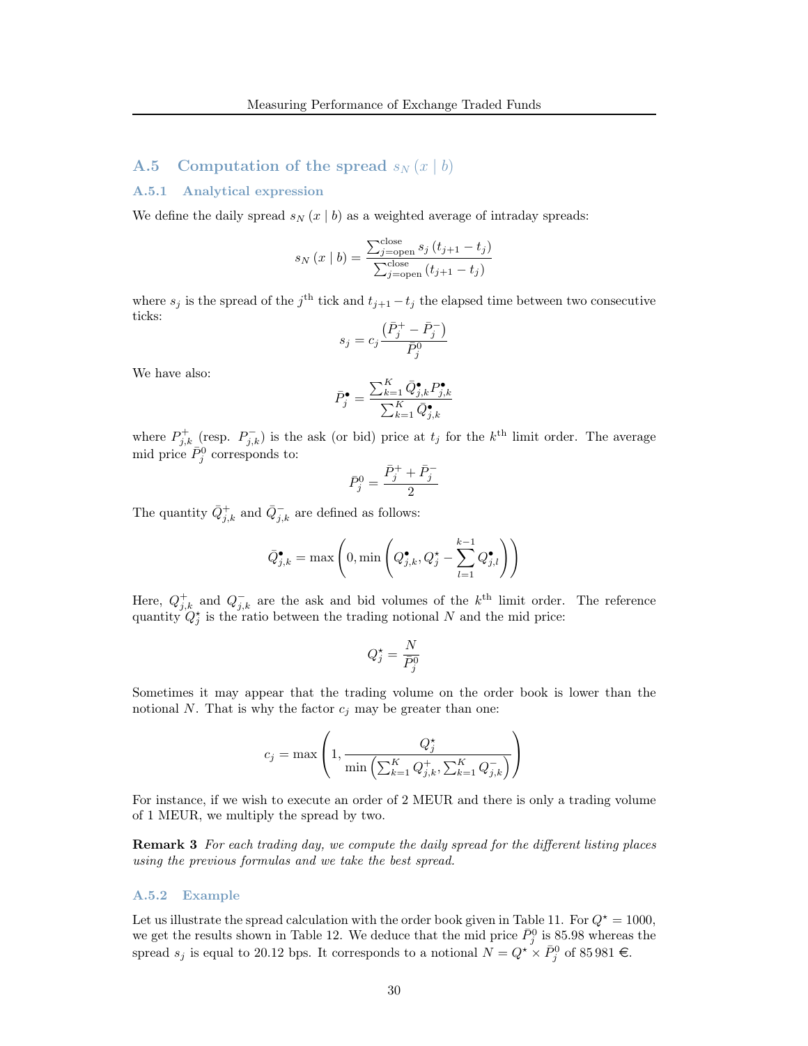## A.5 Computation of the spread $s_N(x \mid b)$

### A.5.1 Analytical expression

We define the daily spread $s_N(x \mid b)$ as a weighted average of intraday spreads:

$$s_N(x \mid b) = \frac{\sum_{j=\text{open}}^{\text{close}} s_j (t_{j+1} - t_j)}{\sum_{j=\text{open}}^{\text{close}} (t_{j+1} - t_j)}$$

where $s_j$ is the spread of the $j^{\text{th}}$ tick and $t_{j+1} - t_j$ the elapsed time between two consecutive ticks:

$$s_j = c_j \frac{\left(\bar{P}_j^+ - \bar{P}_j^-\right)}{\bar{P}_j^0}$$

We have also:

$$\bar{P}_j^\bullet = \frac{\sum_{k=1}^K \bar{Q}_{j,k}^\bullet P_{j,k}^\bullet}{\sum_{k=1}^K \bar{Q}_{j,k}^\bullet}$$

where $P_{j,k}^+$ (resp. $P_{j,k}^-$) is the ask (or bid) price at $t_j$ for the $k^{\text{th}}$ limit order. The average mid price $\bar{P}_j^0$ corresponds to:

$$\bar{P}_j^0 = \frac{\bar{P}_j^+ + \bar{P}_j^-}{2}$$

The quantity $\bar{Q}_{j,k}^+$ and $\bar{Q}_{j,k}^-$ are defined as follows:

$$\bar{Q}_{j,k}^\bullet = \max\left(0, \min\left(Q_{j,k}^\bullet, Q_j^\star - \sum_{l=1}^{k-1} Q_{j,l}^\bullet\right)\right)$$

Here, $Q_{j,k}^+$ and $Q_{j,k}^-$ are the ask and bid volumes of the $k^{\text{th}}$ limit order. The reference quantity $Q_j^\star$ is the ratio between the trading notional $N$ and the mid price:

$$Q_j^\star = \frac{N}{\bar{P}_j^0}$$

Sometimes it may appear that the trading volume on the order book is lower than the notional $N$. That is why the factor $c_j$ may be greater than one:

$$c_j = \max\left(1, \frac{Q_j^\star}{\min\left(\sum_{k=1}^K Q_{j,k}^+, \sum_{k=1}^K Q_{j,k}^-\right)}\right)$$

For instance, if we wish to execute an order of 2 MEUR and there is only a trading volume of 1 MEUR, we multiply the spread by two.

**Remark 3** *For each trading day, we compute the daily spread for the different listing places using the previous formulas and we take the best spread.*

### A.5.2 Example

Let us illustrate the spread calculation with the order book given in Table 11. For $Q^\star = 1000$, we get the results shown in Table 12. We deduce that the mid price $\bar{P}_j^0$ is 85.98 whereas the spread $s_j$ is equal to 20.12 bps. It corresponds to a notional $N = Q^\star \times \bar{P}_j^0$ of 85 981 €.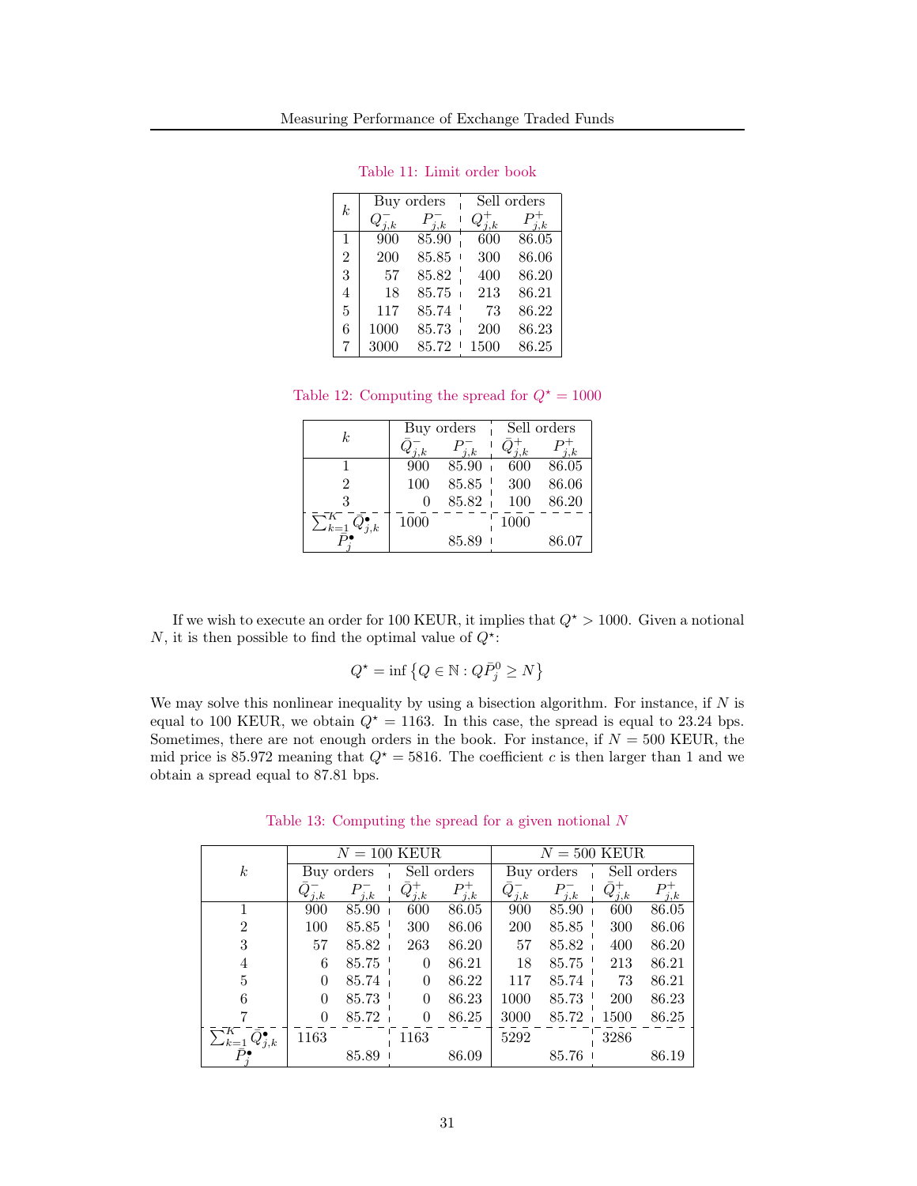Table 11: Limit order book

| $k$ | Buy orders $Q^-_{j,k}$ | $P^-_{j,k}$ | Sell orders $Q^+_{j,k}$ | $P^+_{j,k}$ |
|---|---|---|---|---|
| 1 | 900 | 85.90 | 600 | 86.05 |
| 2 | 200 | 85.85 | 300 | 86.06 |
| 3 | 57 | 85.82 | 400 | 86.20 |
| 4 | 18 | 85.75 | 213 | 86.21 |
| 5 | 117 | 85.74 | 73 | 86.22 |
| 6 | 1000 | 85.73 | 200 | 86.23 |
| 7 | 3000 | 85.72 | 1500 | 86.25 |

Table 12: Computing the spread for $Q^\star = 1000$

| $k$ | Buy orders $\bar{Q}^-_{j,k}$ | $P^-_{j,k}$ | Sell orders $\bar{Q}^+_{j,k}$ | $P^+_{j,k}$ |
|---|---|---|---|---|
| 1 | 900 | 85.90 | 600 | 86.05 |
| 2 | 100 | 85.85 | 300 | 86.06 |
| 3 | 0 | 85.82 | 100 | 86.20 |
| $\sum_{k=1}^K \bar{Q}^\bullet_{j,k}$ | 1000 | | 1000 | |
| $\bar{P}^\bullet_j$ | | 85.89 | | 86.07 |

If we wish to execute an order for 100 KEUR, it implies that $Q^\star > 1000$. Given a notional $N$, it is then possible to find the optimal value of $Q^\star$:

$$Q^\star = \inf \left\{ Q \in \mathbb{N} : Q \bar{P}^0_j \geq N \right\}$$

We may solve this nonlinear inequality by using a bisection algorithm. For instance, if $N$ is equal to 100 KEUR, we obtain $Q^\star = 1163$. In this case, the spread is equal to 23.24 bps. Sometimes, there are not enough orders in the book. For instance, if $N = 500$ KEUR, the mid price is 85.972 meaning that $Q^\star = 5816$. The coefficient $c$ is then larger than 1 and we obtain a spread equal to 87.81 bps.

Table 13: Computing the spread for a given notional $N$

| $k$ | $N = 100$ KEUR | | | | $N = 500$ KEUR | | | |
|---|---|---|---|---|---|---|---|---|
| | Buy orders $\bar{Q}^-_{j,k}$ | $P^-_{j,k}$ | Sell orders $\bar{Q}^+_{j,k}$ | $P^+_{j,k}$ | Buy orders $\bar{Q}^-_{j,k}$ | $P^-_{j,k}$ | Sell orders $\bar{Q}^+_{j,k}$ | $P^+_{j,k}$ |
| 1 | 900 | 85.90 | 600 | 86.05 | 900 | 85.90 | 600 | 86.05 |
| 2 | 100 | 85.85 | 300 | 86.06 | 200 | 85.85 | 300 | 86.06 |
| 3 | 57 | 85.82 | 263 | 86.20 | 57 | 85.82 | 400 | 86.20 |
| 4 | 6 | 85.75 | 0 | 86.21 | 18 | 85.75 | 213 | 86.21 |
| 5 | 0 | 85.74 | 0 | 86.22 | 117 | 85.74 | 73 | 86.21 |
| 6 | 0 | 85.73 | 0 | 86.23 | 1000 | 85.73 | 200 | 86.23 |
| 7 | 0 | 85.72 | 0 | 86.25 | 3000 | 85.72 | 1500 | 86.25 |
| $\sum_{k=1}^K \bar{Q}^\bullet_{j,k}$ | 1163 | | 1163 | | 5292 | | 3286 | |
| $\bar{P}^\bullet_j$ | | 85.89 | | 86.09 | | 85.76 | | 86.19 |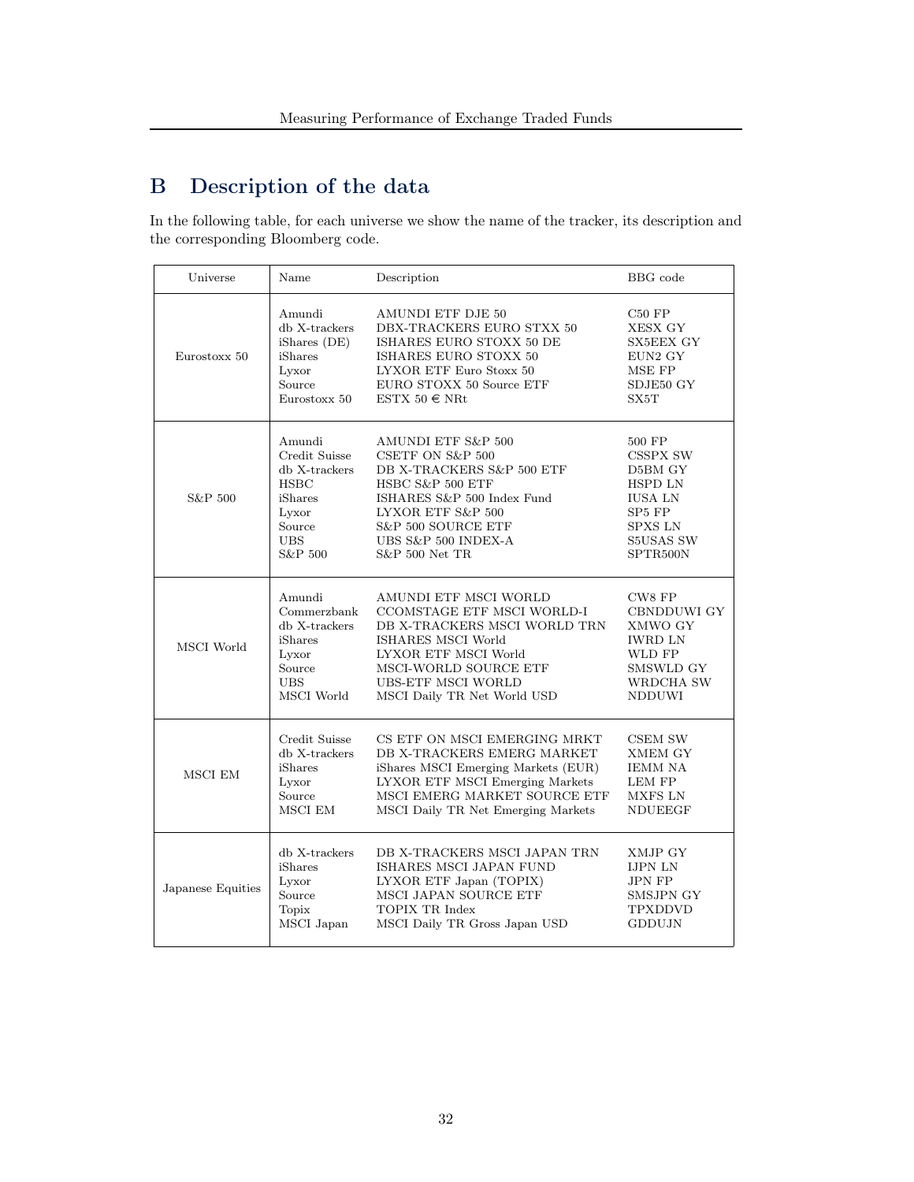# B Description of the data

In the following table, for each universe we show the name of the tracker, its description and the corresponding Bloomberg code.

| Universe | Name | Description | BBG code |
|---|---|---|---|
| Eurostoxx 50 | Amundi | AMUNDI ETF DJE 50 | C50 FP |
| | db X-trackers | DBX-TRACKERS EURO STXX 50 | XESX GY |
| | iShares (DE) | ISHARES EURO STOXX 50 DE | SX5EEX GY |
| | iShares | ISHARES EURO STOXX 50 | EUN2 GY |
| | Lyxor | LYXOR ETF Euro Stoxx 50 | MSE FP |
| | Source | EURO STOXX 50 Source ETF | SDJE50 GY |
| | Eurostoxx 50 | ESTX 50 € NRt | SX5T |
| S&P 500 | Amundi | AMUNDI ETF S&P 500 | 500 FP |
| | Credit Suisse | CSETF ON S&P 500 | CSSPX SW |
| | db X-trackers | DB X-TRACKERS S&P 500 ETF | D5BM GY |
| | HSBC | HSBC S&P 500 ETF | HSPD LN |
| | iShares | ISHARES S&P 500 Index Fund | IUSA LN |
| | Lyxor | LYXOR ETF S&P 500 | SP5 FP |
| | Source | S&P 500 SOURCE ETF | SPXS LN |
| | UBS | UBS S&P 500 INDEX-A | S5USAS SW |
| | S&P 500 | S&P 500 Net TR | SPTR500N |
| MSCI World | Amundi | AMUNDI ETF MSCI WORLD | CW8 FP |
| | Commerzbank | CCOMSTAGE ETF MSCI WORLD-I | CBNDDUWI GY |
| | db X-trackers | DB X-TRACKERS MSCI WORLD TRN | XMWO GY |
| | iShares | ISHARES MSCI World | IWRD LN |
| | Lyxor | LYXOR ETF MSCI World | WLD FP |
| | Source | MSCI-WORLD SOURCE ETF | SMSWLD GY |
| | UBS | UBS-ETF MSCI WORLD | WRDCHA SW |
| | MSCI World | MSCI Daily TR Net World USD | NDDUWI |
| MSCI EM | Credit Suisse | CS ETF ON MSCI EMERGING MRKT | CSEM SW |
| | db X-trackers | DB X-TRACKERS EMERG MARKET | XMEM GY |
| | iShares | iShares MSCI Emerging Markets (EUR) | IEMM NA |
| | Lyxor | LYXOR ETF MSCI Emerging Markets | LEM FP |
| | Source | MSCI EMERG MARKET SOURCE ETF | MXFS LN |
| | MSCI EM | MSCI Daily TR Net Emerging Markets | NDUEEGF |
| Japanese Equities | db X-trackers | DB X-TRACKERS MSCI JAPAN TRN | XMJP GY |
| | iShares | ISHARES MSCI JAPAN FUND | IJPN LN |
| | Lyxor | LYXOR ETF Japan (TOPIX) | JPN FP |
| | Source | MSCI JAPAN SOURCE ETF | SMSJPN GY |
| | Topix | TOPIX TR Index | TPXDDVD |
| | MSCI Japan | MSCI Daily TR Gross Japan USD | GDDUJN |